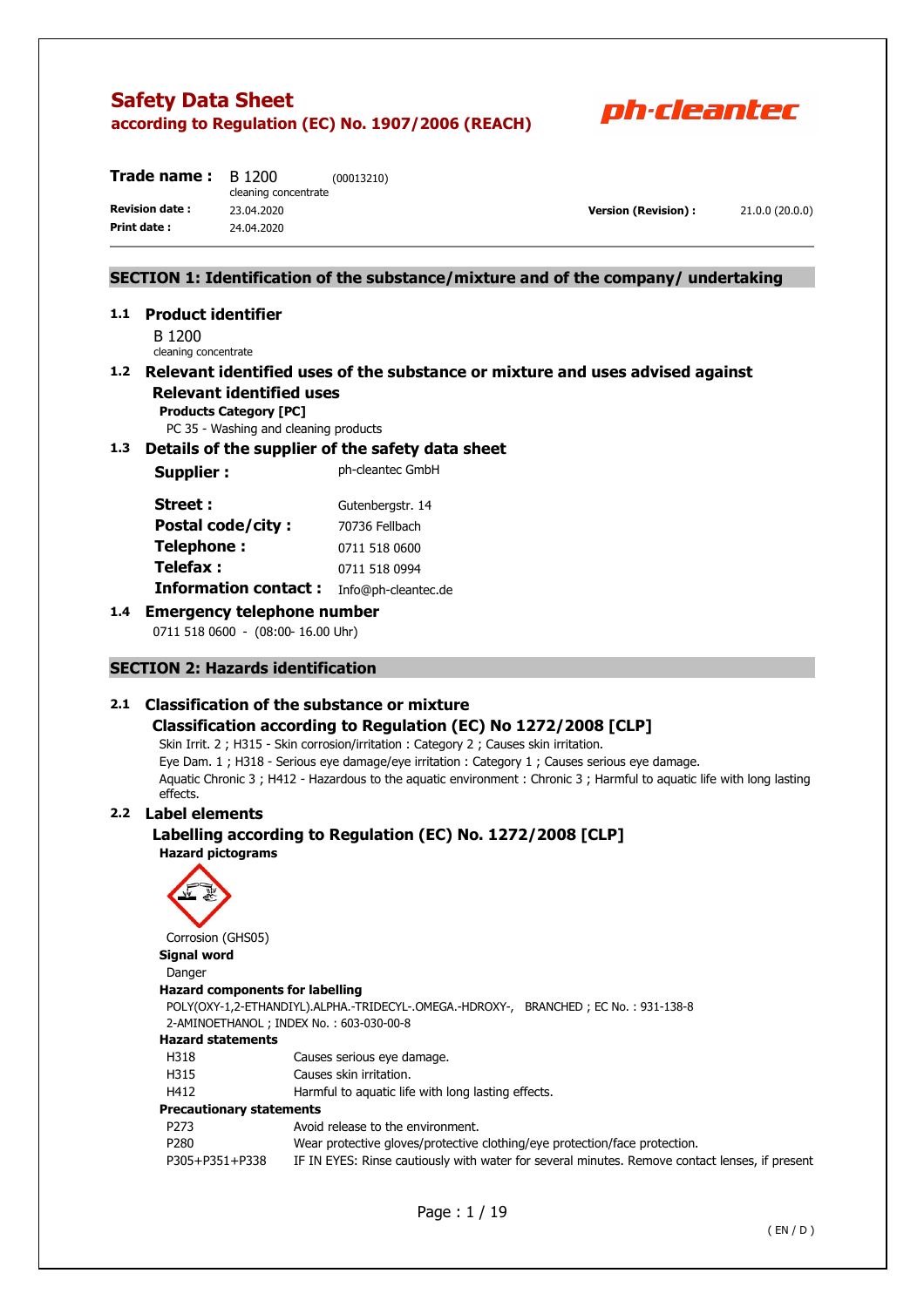# Safety Data Sheet

**according to Regulation (EC) No. 1907/2006 (REACH)**

ph-cleantec

**Trade name :** B 1200 (00013210)
cleaning concentrate

**Revision date :** 23.04.2020 **Version (Revision) :** 21.0.0 (20.0.0)

**Print date :** 24.04.2020

## SECTION 1: Identification of the substance/mixture and of the company/ undertaking

### 1.1 Product identifier

B 1200

cleaning concentrate

### 1.2 Relevant identified uses of the substance or mixture and uses advised against

#### Relevant identified uses

**Products Category [PC]**

PC 35 - Washing and cleaning products

### 1.3 Details of the supplier of the safety data sheet

| | |
|---|---|
| **Supplier :** | ph-cleantec GmbH |
| **Street :** | Gutenbergstr. 14 |
| **Postal code/city :** | 70736 Fellbach |
| **Telephone :** | 0711 518 0600 |
| **Telefax :** | 0711 518 0994 |
| **Information contact :** | Info@ph-cleantec.de |

### 1.4 Emergency telephone number

0711 518 0600 - (08:00- 16.00 Uhr)

## SECTION 2: Hazards identification

### 2.1 Classification of the substance or mixture

#### Classification according to Regulation (EC) No 1272/2008 [CLP]

Skin Irrit. 2 ; H315 - Skin corrosion/irritation : Category 2 ; Causes skin irritation.

Eye Dam. 1 ; H318 - Serious eye damage/eye irritation : Category 1 ; Causes serious eye damage.

Aquatic Chronic 3 ; H412 - Hazardous to the aquatic environment : Chronic 3 ; Harmful to aquatic life with long lasting effects.

### 2.2 Label elements

#### Labelling according to Regulation (EC) No. 1272/2008 [CLP]

**Hazard pictograms**

Corrosion (GHS05)

**Signal word**

Danger

**Hazard components for labelling**

POLY(OXY-1,2-ETHANDIYL).ALPHA.-TRIDECYL-.OMEGA.-HDROXY-, BRANCHED ; EC No. : 931-138-8

2-AMINOETHANOL ; INDEX No. : 603-030-00-8

**Hazard statements**

| | |
|---|---|
| H318 | Causes serious eye damage. |
| H315 | Causes skin irritation. |
| H412 | Harmful to aquatic life with long lasting effects. |

**Precautionary statements**

| | |
|---|---|
| P273 | Avoid release to the environment. |
| P280 | Wear protective gloves/protective clothing/eye protection/face protection. |
| P305+P351+P338 | IF IN EYES: Rinse cautiously with water for several minutes. Remove contact lenses, if present |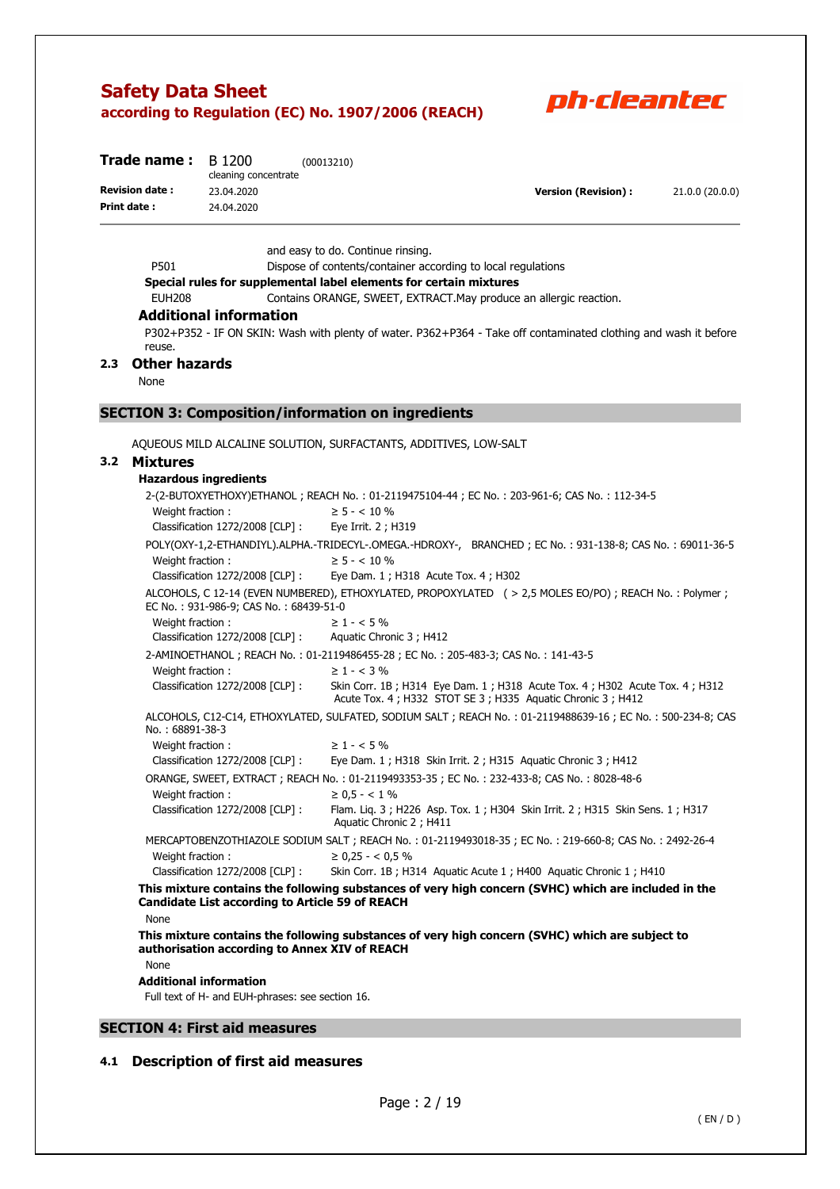and easy to do. Continue rinsing.

P501 Dispose of contents/container according to local regulations

**Special rules for supplemental label elements for certain mixtures**

EUH208 Contains ORANGE, SWEET, EXTRACT.May produce an allergic reaction.

### Additional information

P302+P352 - IF ON SKIN: Wash with plenty of water. P362+P364 - Take off contaminated clothing and wash it before reuse.

### 2.3 Other hazards

None

## SECTION 3: Composition/information on ingredients

AQUEOUS MILD ALCALINE SOLUTION, SURFACTANTS, ADDITIVES, LOW-SALT

### 3.2 Mixtures

**Hazardous ingredients**

2-(2-BUTOXYETHOXY)ETHANOL ; REACH No. : 01-2119475104-44 ; EC No. : 203-961-6; CAS No. : 112-34-5

Weight fraction : ≥ 5 - < 10 %

Classification 1272/2008 [CLP] : Eye Irrit. 2 ; H319

POLY(OXY-1,2-ETHANDIYL).ALPHA.-TRIDECYL-.OMEGA.-HDROXY-, BRANCHED ; EC No. : 931-138-8; CAS No. : 69011-36-5

Weight fraction : ≥ 5 - < 10 %

Classification 1272/2008 [CLP] : Eye Dam. 1 ; H318 Acute Tox. 4 ; H302

ALCOHOLS, C 12-14 (EVEN NUMBERED), ETHOXYLATED, PROPOXYLATED ( > 2,5 MOLES EO/PO) ; REACH No. : Polymer ; EC No. : 931-986-9; CAS No. : 68439-51-0

Weight fraction : ≥ 1 - < 5 %

Classification 1272/2008 [CLP] : Aquatic Chronic 3 ; H412

2-AMINOETHANOL ; REACH No. : 01-2119486455-28 ; EC No. : 205-483-3; CAS No. : 141-43-5

Weight fraction : ≥ 1 - < 3 %

Classification 1272/2008 [CLP] : Skin Corr. 1B ; H314 Eye Dam. 1 ; H318 Acute Tox. 4 ; H302 Acute Tox. 4 ; H312 Acute Tox. 4 ; H332 STOT SE 3 ; H335 Aquatic Chronic 3 ; H412

ALCOHOLS, C12-C14, ETHOXYLATED, SULFATED, SODIUM SALT ; REACH No. : 01-2119488639-16 ; EC No. : 500-234-8; CAS No. : 68891-38-3

Weight fraction : ≥ 1 - < 5 %

Classification 1272/2008 [CLP] : Eye Dam. 1 ; H318 Skin Irrit. 2 ; H315 Aquatic Chronic 3 ; H412

ORANGE, SWEET, EXTRACT ; REACH No. : 01-2119493353-35 ; EC No. : 232-433-8; CAS No. : 8028-48-6

Weight fraction : ≥ 0,5 - < 1 %

Classification 1272/2008 [CLP] : Flam. Liq. 3 ; H226 Asp. Tox. 1 ; H304 Skin Irrit. 2 ; H315 Skin Sens. 1 ; H317 Aquatic Chronic 2 ; H411

MERCAPTOBENZOTHIAZOLE SODIUM SALT ; REACH No. : 01-2119493018-35 ; EC No. : 219-660-8; CAS No. : 2492-26-4

Weight fraction : ≥ 0,25 - < 0,5 %

Classification 1272/2008 [CLP] : Skin Corr. 1B ; H314 Aquatic Acute 1 ; H400 Aquatic Chronic 1 ; H410

**This mixture contains the following substances of very high concern (SVHC) which are included in the Candidate List according to Article 59 of REACH**

None

**This mixture contains the following substances of very high concern (SVHC) which are subject to authorisation according to Annex XIV of REACH**

None

**Additional information**

Full text of H- and EUH-phrases: see section 16.

## SECTION 4: First aid measures

### 4.1 Description of first aid measures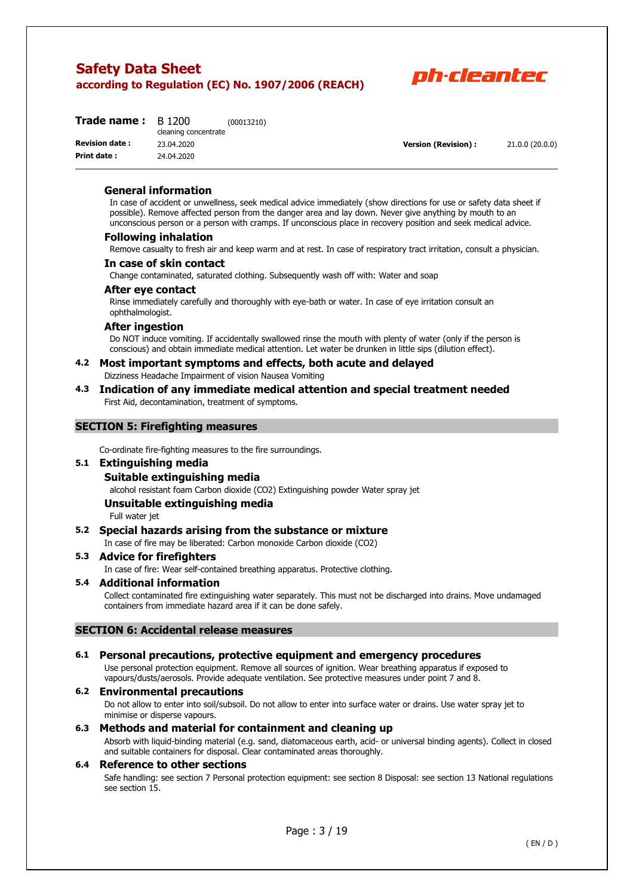#### General information

In case of accident or unwellness, seek medical advice immediately (show directions for use or safety data sheet if possible). Remove affected person from the danger area and lay down. Never give anything by mouth to an unconscious person or a person with cramps. If unconscious place in recovery position and seek medical advice.

#### Following inhalation

Remove casualty to fresh air and keep warm and at rest. In case of respiratory tract irritation, consult a physician.

#### In case of skin contact

Change contaminated, saturated clothing. Subsequently wash off with: Water and soap

#### After eye contact

Rinse immediately carefully and thoroughly with eye-bath or water. In case of eye irritation consult an ophthalmologist.

#### After ingestion

Do NOT induce vomiting. If accidentally swallowed rinse the mouth with plenty of water (only if the person is conscious) and obtain immediate medical attention. Let water be drunken in little sips (dilution effect).

### 4.2 Most important symptoms and effects, both acute and delayed

Dizziness Headache Impairment of vision Nausea Vomiting

### 4.3 Indication of any immediate medical attention and special treatment needed

First Aid, decontamination, treatment of symptoms.

## SECTION 5: Firefighting measures

Co-ordinate fire-fighting measures to the fire surroundings.

### 5.1 Extinguishing media

#### Suitable extinguishing media

alcohol resistant foam Carbon dioxide ($CO_2$) Extinguishing powder Water spray jet

#### Unsuitable extinguishing media

Full water jet

### 5.2 Special hazards arising from the substance or mixture

In case of fire may be liberated: Carbon monoxide Carbon dioxide ($CO_2$)

### 5.3 Advice for firefighters

In case of fire: Wear self-contained breathing apparatus. Protective clothing.

### 5.4 Additional information

Collect contaminated fire extinguishing water separately. This must not be discharged into drains. Move undamaged containers from immediate hazard area if it can be done safely.

## SECTION 6: Accidental release measures

### 6.1 Personal precautions, protective equipment and emergency procedures

Use personal protection equipment. Remove all sources of ignition. Wear breathing apparatus if exposed to vapours/dusts/aerosols. Provide adequate ventilation. See protective measures under point 7 and 8.

### 6.2 Environmental precautions

Do not allow to enter into soil/subsoil. Do not allow to enter into surface water or drains. Use water spray jet to minimise or disperse vapours.

### 6.3 Methods and material for containment and cleaning up

Absorb with liquid-binding material (e.g. sand, diatomaceous earth, acid- or universal binding agents). Collect in closed and suitable containers for disposal. Clear contaminated areas thoroughly.

### 6.4 Reference to other sections

Safe handling: see section 7 Personal protection equipment: see section 8 Disposal: see section 13 National regulations see section 15.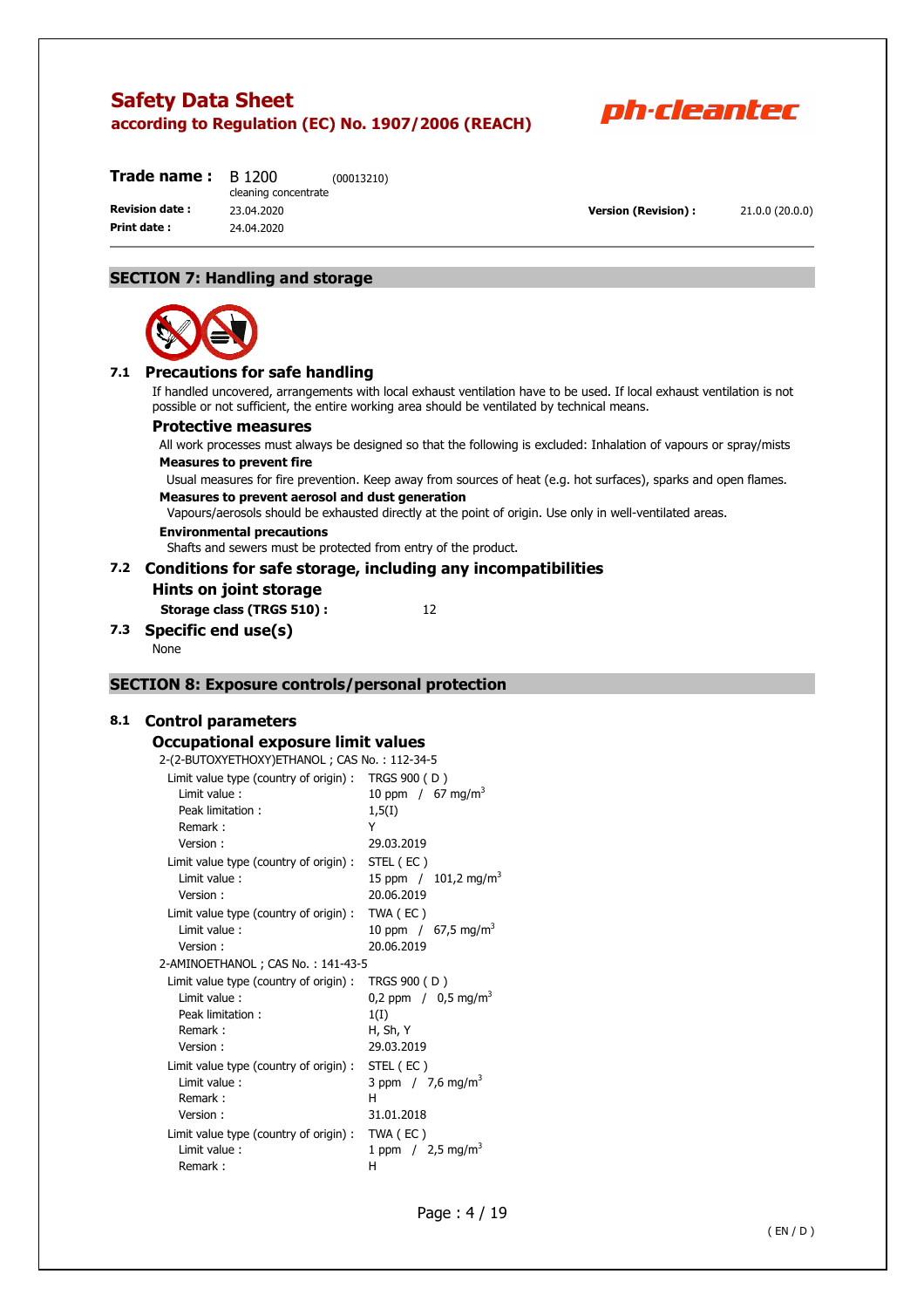## SECTION 7: Handling and storage

### 7.1 Precautions for safe handling

If handled uncovered, arrangements with local exhaust ventilation have to be used. If local exhaust ventilation is not possible or not sufficient, the entire working area should be ventilated by technical means.

#### Protective measures

All work processes must always be designed so that the following is excluded: Inhalation of vapours or spray/mists

**Measures to prevent fire**

Usual measures for fire prevention. Keep away from sources of heat (e.g. hot surfaces), sparks and open flames.

**Measures to prevent aerosol and dust generation**

Vapours/aerosols should be exhausted directly at the point of origin. Use only in well-ventilated areas.

**Environmental precautions**

Shafts and sewers must be protected from entry of the product.

### 7.2 Conditions for safe storage, including any incompatibilities

#### Hints on joint storage

**Storage class (TRGS 510) :** 12

### 7.3 Specific end use(s)

None

## SECTION 8: Exposure controls/personal protection

### 8.1 Control parameters

#### Occupational exposure limit values

2-(2-BUTOXYETHOXY)ETHANOL ; CAS No. : 112-34-5

| | |
|---|---|
| Limit value type (country of origin) : | TRGS 900 ( D ) |
| Limit value : | 10 ppm / 67 mg/m$^3$ |
| Peak limitation : | 1,5(I) |
| Remark : | Y |
| Version : | 29.03.2019 |
| Limit value type (country of origin) : | STEL ( EC ) |
| Limit value : | 15 ppm / 101,2 mg/m$^3$ |
| Version : | 20.06.2019 |
| Limit value type (country of origin) : | TWA ( EC ) |
| Limit value : | 10 ppm / 67,5 mg/m$^3$ |
| Version : | 20.06.2019 |

2-AMINOETHANOL ; CAS No. : 141-43-5

| | |
|---|---|
| Limit value type (country of origin) : | TRGS 900 ( D ) |
| Limit value : | 0,2 ppm / 0,5 mg/m$^3$ |
| Peak limitation : | 1(I) |
| Remark : | H, Sh, Y |
| Version : | 29.03.2019 |
| Limit value type (country of origin) : | STEL ( EC ) |
| Limit value : | 3 ppm / 7,6 mg/m$^3$ |
| Remark : | H |
| Version : | 31.01.2018 |
| Limit value type (country of origin) : | TWA ( EC ) |
| Limit value : | 1 ppm / 2,5 mg/m$^3$ |
| Remark : | H |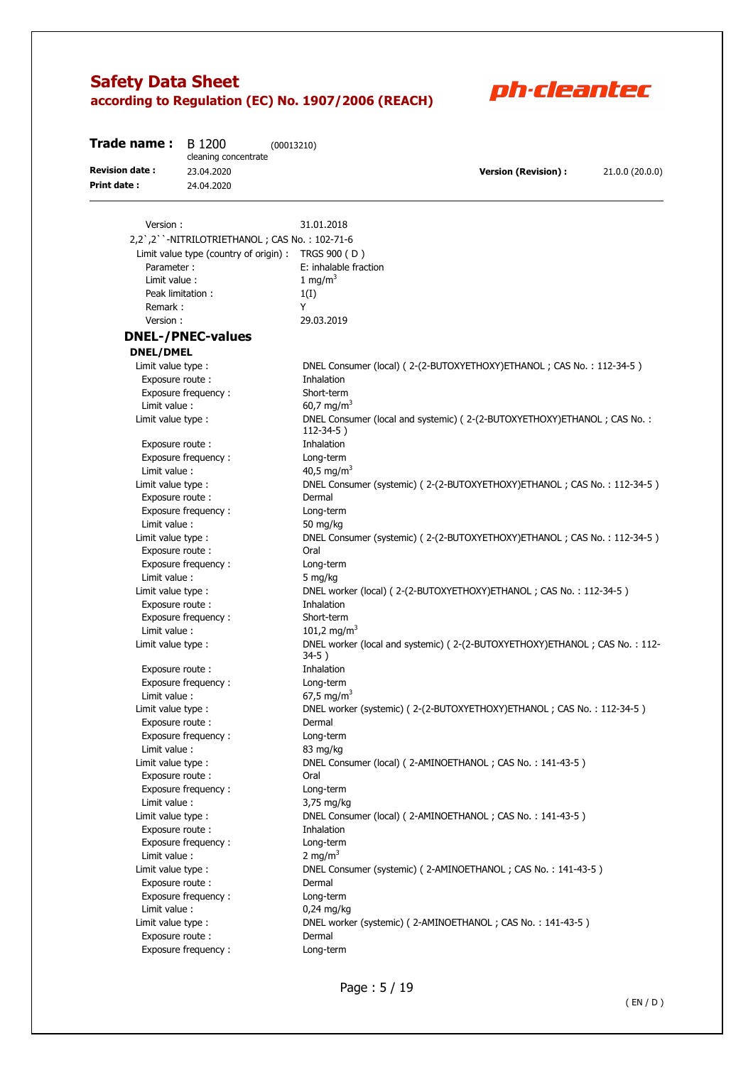Version : 31.01.2018

2,2`,2``-NITRILOTRIETHANOL ; CAS No. : 102-71-6

Limit value type (country of origin) : TRGS 900 ( D )
Parameter : E: inhalable fraction
Limit value : 1 mg/m³
Peak limitation : 1(I)
Remark : Y
Version : 29.03.2019

## DNEL-/PNEC-values

### DNEL/DMEL

Limit value type : DNEL Consumer (local) ( 2-(2-BUTOXYETHOXY)ETHANOL ; CAS No. : 112-34-5 )
Exposure route : Inhalation
Exposure frequency : Short-term
Limit value : 60,7 mg/m³

Limit value type : DNEL Consumer (local and systemic) ( 2-(2-BUTOXYETHOXY)ETHANOL ; CAS No. : 112-34-5 )
Exposure route : Inhalation
Exposure frequency : Long-term
Limit value : 40,5 mg/m³

Limit value type : DNEL Consumer (systemic) ( 2-(2-BUTOXYETHOXY)ETHANOL ; CAS No. : 112-34-5 )
Exposure route : Dermal
Exposure frequency : Long-term
Limit value : 50 mg/kg

Limit value type : DNEL Consumer (systemic) ( 2-(2-BUTOXYETHOXY)ETHANOL ; CAS No. : 112-34-5 )
Exposure route : Oral
Exposure frequency : Long-term
Limit value : 5 mg/kg

Limit value type : DNEL worker (local) ( 2-(2-BUTOXYETHOXY)ETHANOL ; CAS No. : 112-34-5 )
Exposure route : Inhalation
Exposure frequency : Short-term
Limit value : 101,2 mg/m³

Limit value type : DNEL worker (local and systemic) ( 2-(2-BUTOXYETHOXY)ETHANOL ; CAS No. : 112-34-5 )
Exposure route : Inhalation
Exposure frequency : Long-term
Limit value : 67,5 mg/m³

Limit value type : DNEL worker (systemic) ( 2-(2-BUTOXYETHOXY)ETHANOL ; CAS No. : 112-34-5 )
Exposure route : Dermal
Exposure frequency : Long-term
Limit value : 83 mg/kg

Limit value type : DNEL Consumer (local) ( 2-AMINOETHANOL ; CAS No. : 141-43-5 )
Exposure route : Oral
Exposure frequency : Long-term
Limit value : 3,75 mg/kg

Limit value type : DNEL Consumer (local) ( 2-AMINOETHANOL ; CAS No. : 141-43-5 )
Exposure route : Inhalation
Exposure frequency : Long-term
Limit value : 2 mg/m³

Limit value type : DNEL Consumer (systemic) ( 2-AMINOETHANOL ; CAS No. : 141-43-5 )
Exposure route : Dermal
Exposure frequency : Long-term
Limit value : 0,24 mg/kg

Limit value type : DNEL worker (systemic) ( 2-AMINOETHANOL ; CAS No. : 141-43-5 )
Exposure route : Dermal
Exposure frequency : Long-term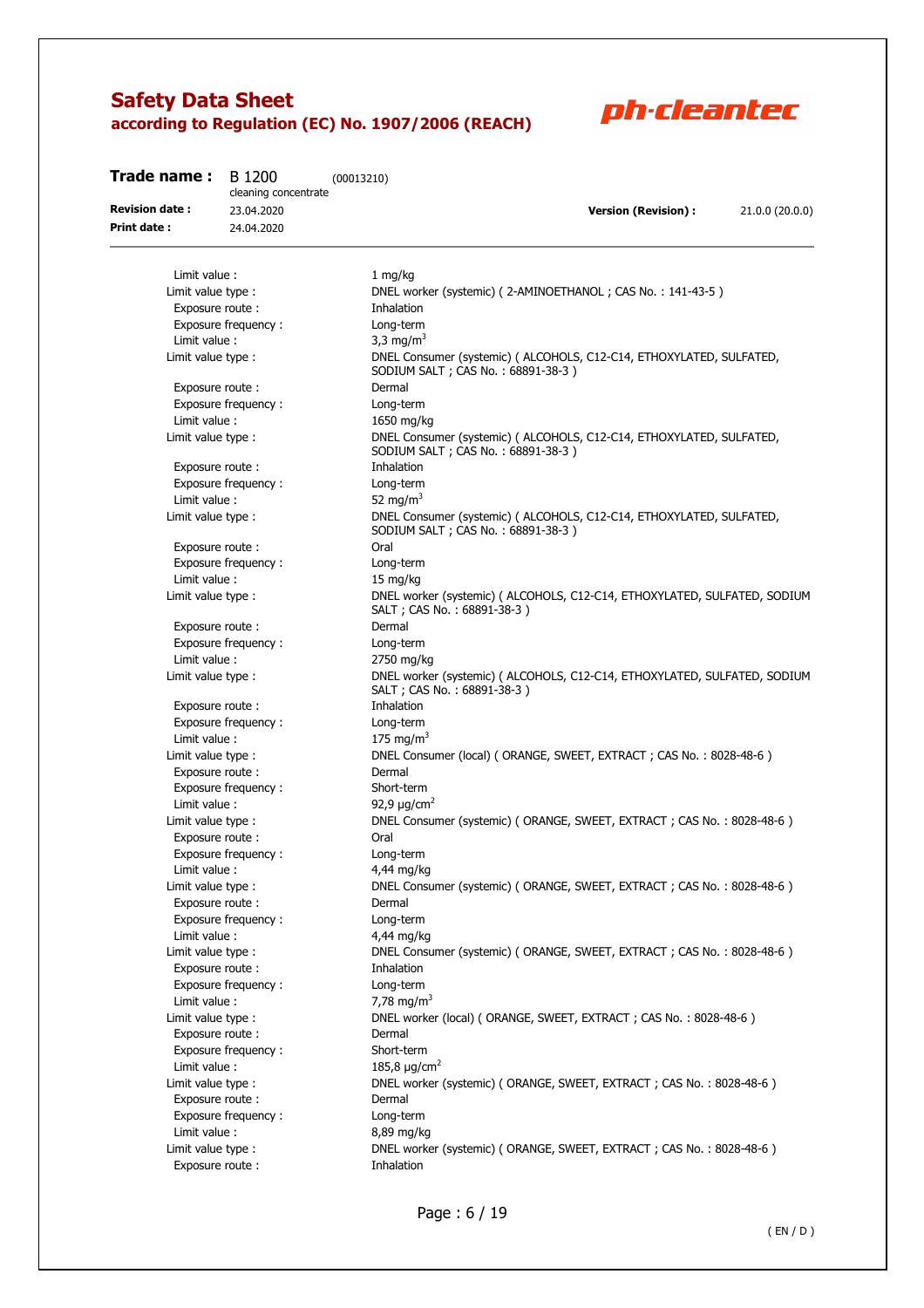Limit value : 1 mg/kg

Limit value type : DNEL worker (systemic) ( 2-AMINOETHANOL ; CAS No. : 141-43-5 )

Exposure route : Inhalation

Exposure frequency : Long-term

Limit value : 3,3 mg/m$^3$

Limit value type : DNEL Consumer (systemic) ( ALCOHOLS, C12-C14, ETHOXYLATED, SULFATED, SODIUM SALT ; CAS No. : 68891-38-3 )

Exposure route : Dermal

Exposure frequency : Long-term

Limit value : 1650 mg/kg

Limit value type : DNEL Consumer (systemic) ( ALCOHOLS, C12-C14, ETHOXYLATED, SULFATED, SODIUM SALT ; CAS No. : 68891-38-3 )

Exposure route : Inhalation

Exposure frequency : Long-term

Limit value : 52 mg/m$^3$

Limit value type : DNEL Consumer (systemic) ( ALCOHOLS, C12-C14, ETHOXYLATED, SULFATED, SODIUM SALT ; CAS No. : 68891-38-3 )

Exposure route : Oral

Exposure frequency : Long-term

Limit value : 15 mg/kg

Limit value type : DNEL worker (systemic) ( ALCOHOLS, C12-C14, ETHOXYLATED, SULFATED, SODIUM SALT ; CAS No. : 68891-38-3 )

Exposure route : Dermal

Exposure frequency : Long-term

Limit value : 2750 mg/kg

Limit value type : DNEL worker (systemic) ( ALCOHOLS, C12-C14, ETHOXYLATED, SULFATED, SODIUM SALT ; CAS No. : 68891-38-3 )

Exposure route : Inhalation

Exposure frequency : Long-term

Limit value : 175 mg/m$^3$

Limit value type : DNEL Consumer (local) ( ORANGE, SWEET, EXTRACT ; CAS No. : 8028-48-6 )

Exposure route : Dermal

Exposure frequency : Short-term

Limit value : 92,9 µg/cm$^2$

Limit value type : DNEL Consumer (systemic) ( ORANGE, SWEET, EXTRACT ; CAS No. : 8028-48-6 )

Exposure route : Oral

Exposure frequency : Long-term

Limit value : 4,44 mg/kg

Limit value type : DNEL Consumer (systemic) ( ORANGE, SWEET, EXTRACT ; CAS No. : 8028-48-6 )

Exposure route : Dermal

Exposure frequency : Long-term

Limit value : 4,44 mg/kg

Limit value type : DNEL Consumer (systemic) ( ORANGE, SWEET, EXTRACT ; CAS No. : 8028-48-6 )

Exposure route : Inhalation

Exposure frequency : Long-term

Limit value : 7,78 mg/m$^3$

Limit value type : DNEL worker (local) ( ORANGE, SWEET, EXTRACT ; CAS No. : 8028-48-6 )

Exposure route : Dermal

Exposure frequency : Short-term

Limit value : 185,8 µg/cm$^2$

Limit value type : DNEL worker (systemic) ( ORANGE, SWEET, EXTRACT ; CAS No. : 8028-48-6 )

Exposure route : Dermal

Exposure frequency : Long-term

Limit value : 8,89 mg/kg

Limit value type : DNEL worker (systemic) ( ORANGE, SWEET, EXTRACT ; CAS No. : 8028-48-6 )

Exposure route : Inhalation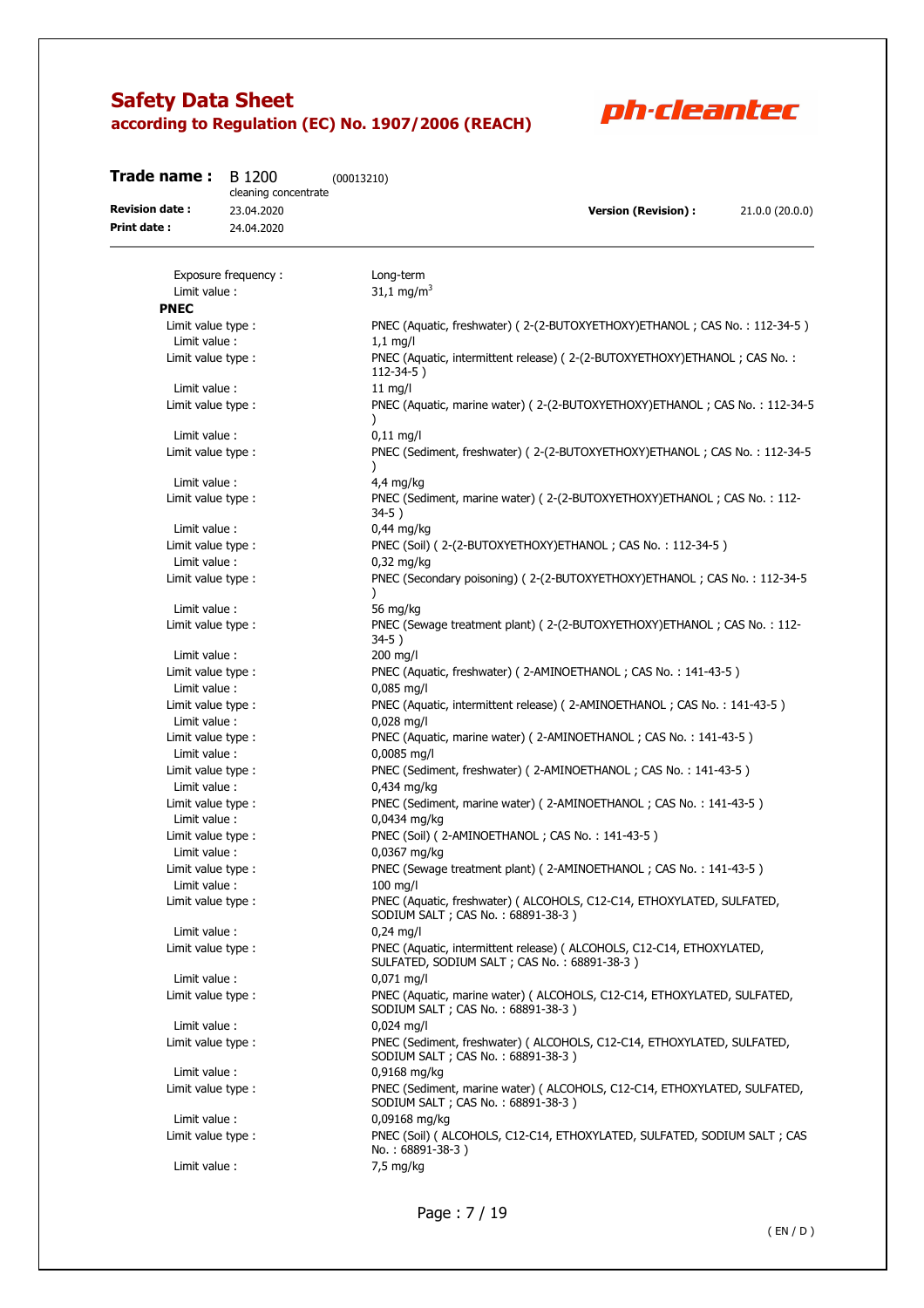Exposure frequency : Long-term
Limit value : 31,1 mg/m$^3$

**PNEC**

| | |
|---|---|
| Limit value type : | PNEC (Aquatic, freshwater) ( 2-(2-BUTOXYETHOXY)ETHANOL ; CAS No. : 112-34-5 ) |
| Limit value : | 1,1 mg/l |
| Limit value type : | PNEC (Aquatic, intermittent release) ( 2-(2-BUTOXYETHOXY)ETHANOL ; CAS No. : 112-34-5 ) |
| Limit value : | 11 mg/l |
| Limit value type : | PNEC (Aquatic, marine water) ( 2-(2-BUTOXYETHOXY)ETHANOL ; CAS No. : 112-34-5 ) |
| Limit value : | 0,11 mg/l |
| Limit value type : | PNEC (Sediment, freshwater) ( 2-(2-BUTOXYETHOXY)ETHANOL ; CAS No. : 112-34-5 ) |
| Limit value : | 4,4 mg/kg |
| Limit value type : | PNEC (Sediment, marine water) ( 2-(2-BUTOXYETHOXY)ETHANOL ; CAS No. : 112-34-5 ) |
| Limit value : | 0,44 mg/kg |
| Limit value type : | PNEC (Soil) ( 2-(2-BUTOXYETHOXY)ETHANOL ; CAS No. : 112-34-5 ) |
| Limit value : | 0,32 mg/kg |
| Limit value type : | PNEC (Secondary poisoning) ( 2-(2-BUTOXYETHOXY)ETHANOL ; CAS No. : 112-34-5 ) |
| Limit value : | 56 mg/kg |
| Limit value type : | PNEC (Sewage treatment plant) ( 2-(2-BUTOXYETHOXY)ETHANOL ; CAS No. : 112-34-5 ) |
| Limit value : | 200 mg/l |
| Limit value type : | PNEC (Aquatic, freshwater) ( 2-AMINOETHANOL ; CAS No. : 141-43-5 ) |
| Limit value : | 0,085 mg/l |
| Limit value type : | PNEC (Aquatic, intermittent release) ( 2-AMINOETHANOL ; CAS No. : 141-43-5 ) |
| Limit value : | 0,028 mg/l |
| Limit value type : | PNEC (Aquatic, marine water) ( 2-AMINOETHANOL ; CAS No. : 141-43-5 ) |
| Limit value : | 0,0085 mg/l |
| Limit value type : | PNEC (Sediment, freshwater) ( 2-AMINOETHANOL ; CAS No. : 141-43-5 ) |
| Limit value : | 0,434 mg/kg |
| Limit value type : | PNEC (Sediment, marine water) ( 2-AMINOETHANOL ; CAS No. : 141-43-5 ) |
| Limit value : | 0,0434 mg/kg |
| Limit value type : | PNEC (Soil) ( 2-AMINOETHANOL ; CAS No. : 141-43-5 ) |
| Limit value : | 0,0367 mg/kg |
| Limit value type : | PNEC (Sewage treatment plant) ( 2-AMINOETHANOL ; CAS No. : 141-43-5 ) |
| Limit value : | 100 mg/l |
| Limit value type : | PNEC (Aquatic, freshwater) ( ALCOHOLS, C12-C14, ETHOXYLATED, SULFATED, SODIUM SALT ; CAS No. : 68891-38-3 ) |
| Limit value : | 0,24 mg/l |
| Limit value type : | PNEC (Aquatic, intermittent release) ( ALCOHOLS, C12-C14, ETHOXYLATED, SULFATED, SODIUM SALT ; CAS No. : 68891-38-3 ) |
| Limit value : | 0,071 mg/l |
| Limit value type : | PNEC (Aquatic, marine water) ( ALCOHOLS, C12-C14, ETHOXYLATED, SULFATED, SODIUM SALT ; CAS No. : 68891-38-3 ) |
| Limit value : | 0,024 mg/l |
| Limit value type : | PNEC (Sediment, freshwater) ( ALCOHOLS, C12-C14, ETHOXYLATED, SULFATED, SODIUM SALT ; CAS No. : 68891-38-3 ) |
| Limit value : | 0,9168 mg/kg |
| Limit value type : | PNEC (Sediment, marine water) ( ALCOHOLS, C12-C14, ETHOXYLATED, SULFATED, SODIUM SALT ; CAS No. : 68891-38-3 ) |
| Limit value : | 0,09168 mg/kg |
| Limit value type : | PNEC (Soil) ( ALCOHOLS, C12-C14, ETHOXYLATED, SULFATED, SODIUM SALT ; CAS No. : 68891-38-3 ) |
| Limit value : | 7,5 mg/kg |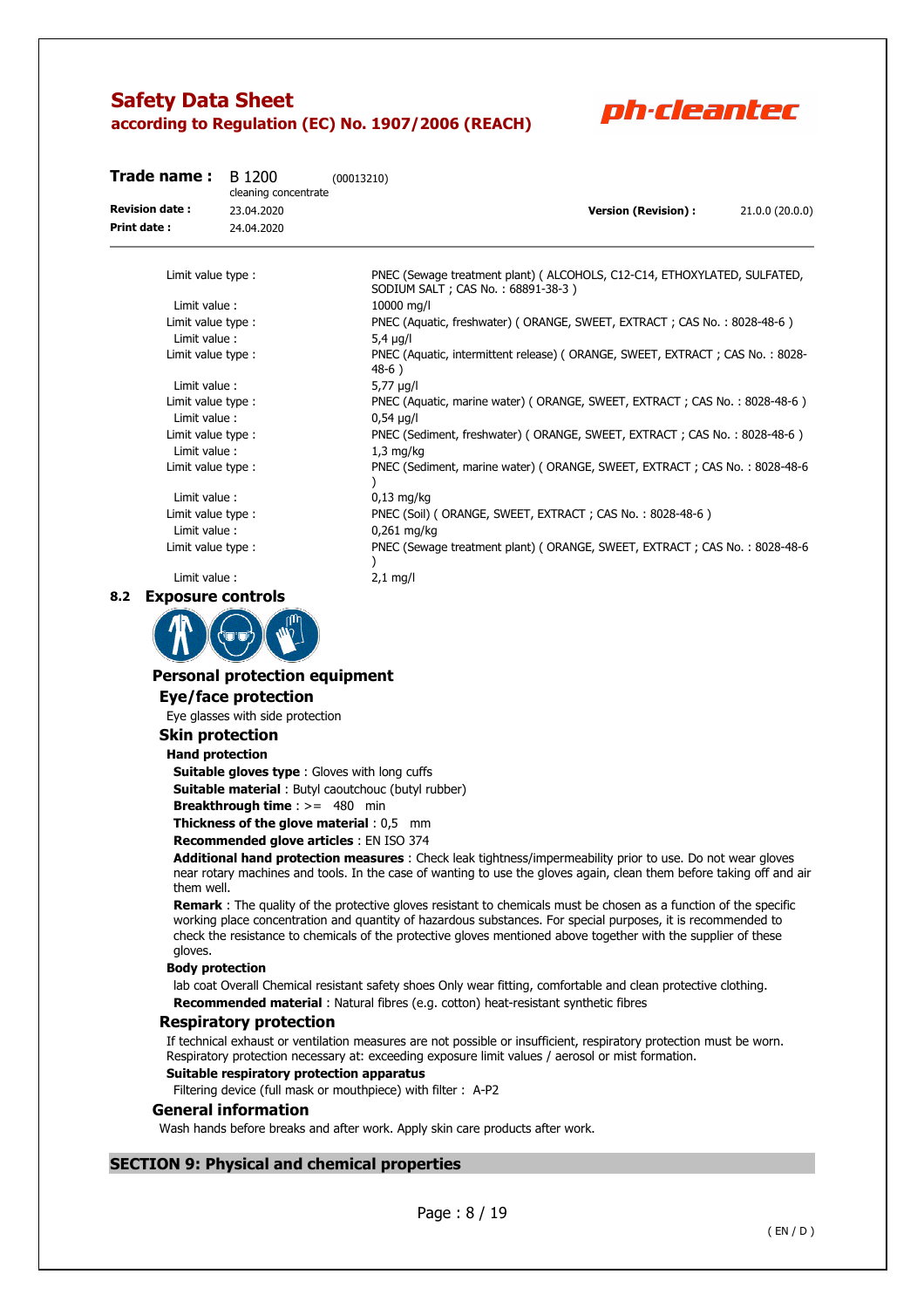| | |
|---|---|
| Limit value type : | PNEC (Sewage treatment plant) ( ALCOHOLS, C12-C14, ETHOXYLATED, SULFATED, SODIUM SALT ; CAS No. : 68891-38-3 ) |
| Limit value : | 10000 mg/l |
| Limit value type : | PNEC (Aquatic, freshwater) ( ORANGE, SWEET, EXTRACT ; CAS No. : 8028-48-6 ) |
| Limit value : | 5,4 µg/l |
| Limit value type : | PNEC (Aquatic, intermittent release) ( ORANGE, SWEET, EXTRACT ; CAS No. : 8028-48-6 ) |
| Limit value : | 5,77 µg/l |
| Limit value type : | PNEC (Aquatic, marine water) ( ORANGE, SWEET, EXTRACT ; CAS No. : 8028-48-6 ) |
| Limit value : | 0,54 µg/l |
| Limit value type : | PNEC (Sediment, freshwater) ( ORANGE, SWEET, EXTRACT ; CAS No. : 8028-48-6 ) |
| Limit value : | 1,3 mg/kg |
| Limit value type : | PNEC (Sediment, marine water) ( ORANGE, SWEET, EXTRACT ; CAS No. : 8028-48-6 ) |
| Limit value : | 0,13 mg/kg |
| Limit value type : | PNEC (Soil) ( ORANGE, SWEET, EXTRACT ; CAS No. : 8028-48-6 ) |
| Limit value : | 0,261 mg/kg |
| Limit value type : | PNEC (Sewage treatment plant) ( ORANGE, SWEET, EXTRACT ; CAS No. : 8028-48-6 ) |
| Limit value : | 2,1 mg/l |

## 8.2 Exposure controls

### Personal protection equipment

#### Eye/face protection

Eye glasses with side protection

#### Skin protection

**Hand protection**

**Suitable gloves type** : Gloves with long cuffs

**Suitable material** : Butyl caoutchouc (butyl rubber)

**Breakthrough time** : >= 480 min

**Thickness of the glove material** : 0,5 mm

**Recommended glove articles** : EN ISO 374

**Additional hand protection measures** : Check leak tightness/impermeability prior to use. Do not wear gloves near rotary machines and tools. In the case of wanting to use the gloves again, clean them before taking off and air them well.

**Remark** : The quality of the protective gloves resistant to chemicals must be chosen as a function of the specific working place concentration and quantity of hazardous substances. For special purposes, it is recommended to check the resistance to chemicals of the protective gloves mentioned above together with the supplier of these gloves.

**Body protection**

lab coat Overall Chemical resistant safety shoes Only wear fitting, comfortable and clean protective clothing.

**Recommended material** : Natural fibres (e.g. cotton) heat-resistant synthetic fibres

#### Respiratory protection

If technical exhaust or ventilation measures are not possible or insufficient, respiratory protection must be worn. Respiratory protection necessary at: exceeding exposure limit values / aerosol or mist formation.

**Suitable respiratory protection apparatus**

Filtering device (full mask or mouthpiece) with filter : A-P2

### General information

Wash hands before breaks and after work. Apply skin care products after work.

## SECTION 9: Physical and chemical properties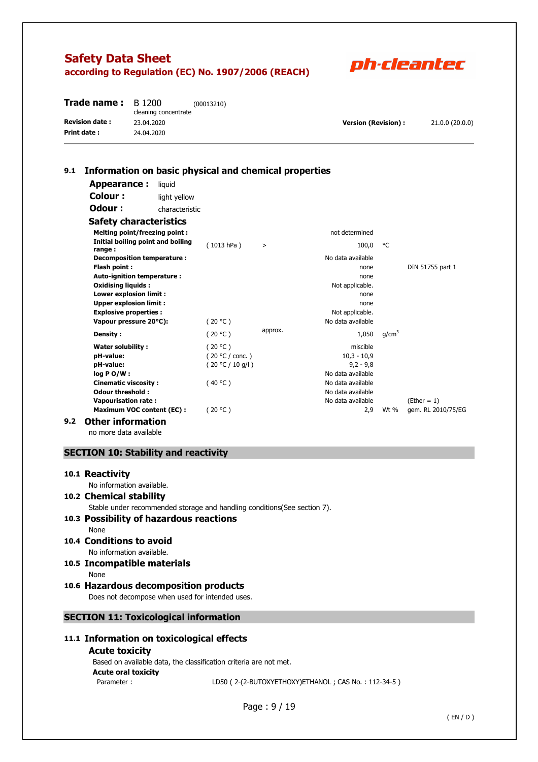## 9.1 Information on basic physical and chemical properties

**Appearance :** liquid

**Colour :** light yellow

**Odour :** characteristic

### Safety characteristics

| Property | Condition | | Value | Unit | Method |
|---|---|---|---|---|---|
| **Melting point/freezing point :** | | | not determined | | |
| **Initial boiling point and boiling range :** | ( 1013 hPa ) | > | 100,0 | °C | |
| **Decomposition temperature :** | | | No data available | | |
| **Flash point :** | | | none | | DIN 51755 part 1 |
| **Auto-ignition temperature :** | | | none | | |
| **Oxidising liquids :** | | | Not applicable. | | |
| **Lower explosion limit :** | | | none | | |
| **Upper explosion limit :** | | | none | | |
| **Explosive properties :** | | | Not applicable. | | |
| **Vapour pressure 20°C):** | ( 20 °C ) | | No data available | | |
| **Density :** | ( 20 °C ) | approx. | 1,050 | $g/cm^3$ | |
| **Water solubility :** | ( 20 °C ) | | miscible | | |
| **pH-value:** | ( 20 °C / conc. ) | | 10,3 - 10,9 | | |
| **pH-value:** | ( 20 °C / 10 g/l ) | | 9,2 - 9,8 | | |
| **log P O/W :** | | | No data available | | |
| **Cinematic viscosity :** | ( 40 °C ) | | No data available | | |
| **Odour threshold :** | | | No data available | | |
| **Vapourisation rate :** | | | No data available | | (Ether = 1) |
| **Maximum VOC content (EC) :** | ( 20 °C ) | | 2,9 | Wt % | gem. RL 2010/75/EG |

## 9.2 Other information

no more data available

# SECTION 10: Stability and reactivity

## 10.1 Reactivity

No information available.

## 10.2 Chemical stability

Stable under recommended storage and handling conditions(See section 7).

## 10.3 Possibility of hazardous reactions

None

## 10.4 Conditions to avoid

No information available.

## 10.5 Incompatible materials

None

## 10.6 Hazardous decomposition products

Does not decompose when used for intended uses.

# SECTION 11: Toxicological information

## 11.1 Information on toxicological effects

### Acute toxicity

Based on available data, the classification criteria are not met.

**Acute oral toxicity**

Parameter : LD50 ( 2-(2-BUTOXYETHOXY)ETHANOL ; CAS No. : 112-34-5 )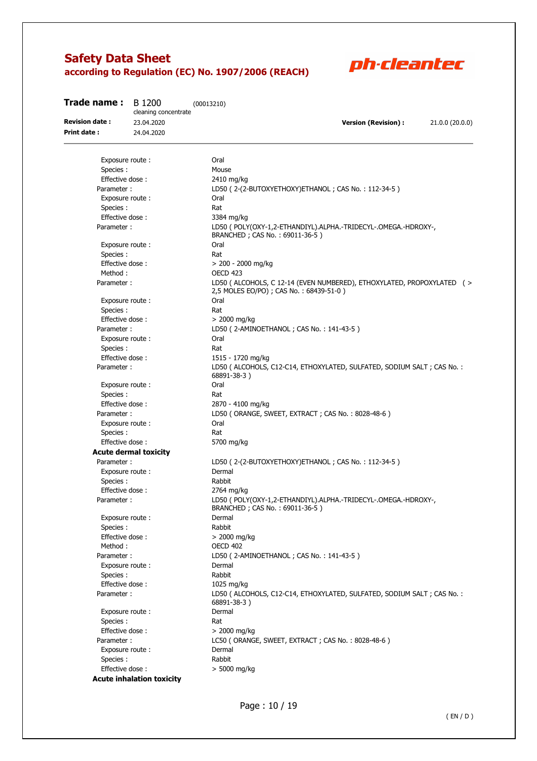Exposure route : Oral
Species : Mouse
Effective dose : 2410 mg/kg

Parameter : LD50 ( 2-(2-BUTOXYETHOXY)ETHANOL ; CAS No. : 112-34-5 )
Exposure route : Oral
Species : Rat
Effective dose : 3384 mg/kg

Parameter : LD50 ( POLY(OXY-1,2-ETHANDIYL).ALPHA.-TRIDECYL-.OMEGA.-HDROXY-, BRANCHED ; CAS No. : 69011-36-5 )
Exposure route : Oral
Species : Rat
Effective dose : > 200 - 2000 mg/kg
Method : OECD 423

Parameter : LD50 ( ALCOHOLS, C 12-14 (EVEN NUMBERED), ETHOXYLATED, PROPOXYLATED ( > 2,5 MOLES EO/PO) ; CAS No. : 68439-51-0 )
Exposure route : Oral
Species : Rat
Effective dose : > 2000 mg/kg

Parameter : LD50 ( 2-AMINOETHANOL ; CAS No. : 141-43-5 )
Exposure route : Oral
Species : Rat
Effective dose : 1515 - 1720 mg/kg

Parameter : LD50 ( ALCOHOLS, C12-C14, ETHOXYLATED, SULFATED, SODIUM SALT ; CAS No. : 68891-38-3 )
Exposure route : Oral
Species : Rat
Effective dose : 2870 - 4100 mg/kg

Parameter : LD50 ( ORANGE, SWEET, EXTRACT ; CAS No. : 8028-48-6 )
Exposure route : Oral
Species : Rat
Effective dose : 5700 mg/kg

**Acute dermal toxicity**

Parameter : LD50 ( 2-(2-BUTOXYETHOXY)ETHANOL ; CAS No. : 112-34-5 )
Exposure route : Dermal
Species : Rabbit
Effective dose : 2764 mg/kg

Parameter : LD50 ( POLY(OXY-1,2-ETHANDIYL).ALPHA.-TRIDECYL-.OMEGA.-HDROXY-, BRANCHED ; CAS No. : 69011-36-5 )
Exposure route : Dermal
Species : Rabbit
Effective dose : > 2000 mg/kg
Method : OECD 402

Parameter : LD50 ( 2-AMINOETHANOL ; CAS No. : 141-43-5 )
Exposure route : Dermal
Species : Rabbit
Effective dose : 1025 mg/kg

Parameter : LD50 ( ALCOHOLS, C12-C14, ETHOXYLATED, SULFATED, SODIUM SALT ; CAS No. : 68891-38-3 )
Exposure route : Dermal
Species : Rat
Effective dose : > 2000 mg/kg

Parameter : LC50 ( ORANGE, SWEET, EXTRACT ; CAS No. : 8028-48-6 )
Exposure route : Dermal
Species : Rabbit
Effective dose : > 5000 mg/kg

**Acute inhalation toxicity**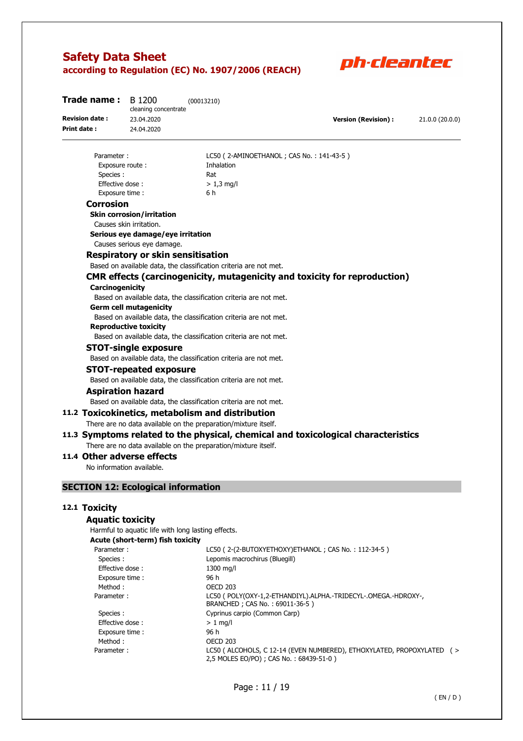| | |
|---|---|
| Parameter : | LC50 ( 2-AMINOETHANOL ; CAS No. : 141-43-5 ) |
| Exposure route : | Inhalation |
| Species : | Rat |
| Effective dose : | > 1,3 mg/l |
| Exposure time : | 6 h |

### Corrosion

**Skin corrosion/irritation**

Causes skin irritation.

**Serious eye damage/eye irritation**

Causes serious eye damage.

### Respiratory or skin sensitisation

Based on available data, the classification criteria are not met.

### CMR effects (carcinogenicity, mutagenicity and toxicity for reproduction)

**Carcinogenicity**

Based on available data, the classification criteria are not met.

**Germ cell mutagenicity**

Based on available data, the classification criteria are not met.

**Reproductive toxicity**

Based on available data, the classification criteria are not met.

### STOT-single exposure

Based on available data, the classification criteria are not met.

### STOT-repeated exposure

Based on available data, the classification criteria are not met.

### Aspiration hazard

Based on available data, the classification criteria are not met.

## 11.2 Toxicokinetics, metabolism and distribution

There are no data available on the preparation/mixture itself.

## 11.3 Symptoms related to the physical, chemical and toxicological characteristics

There are no data available on the preparation/mixture itself.

## 11.4 Other adverse effects

No information available.

# SECTION 12: Ecological information

## 12.1 Toxicity

### Aquatic toxicity

Harmful to aquatic life with long lasting effects.

**Acute (short-term) fish toxicity**

| | |
|---|---|
| Parameter : | LC50 ( 2-(2-BUTOXYETHOXY)ETHANOL ; CAS No. : 112-34-5 ) |
| Species : | Lepomis macrochirus (Bluegill) |
| Effective dose : | 1300 mg/l |
| Exposure time : | 96 h |
| Method : | OECD 203 |
| Parameter : | LC50 ( POLY(OXY-1,2-ETHANDIYL).ALPHA.-TRIDECYL-.OMEGA.-HDROXY-, BRANCHED ; CAS No. : 69011-36-5 ) |
| Species : | Cyprinus carpio (Common Carp) |
| Effective dose : | > 1 mg/l |
| Exposure time : | 96 h |
| Method : | OECD 203 |
| Parameter : | LC50 ( ALCOHOLS, C 12-14 (EVEN NUMBERED), ETHOXYLATED, PROPOXYLATED ( > 2,5 MOLES EO/PO) ; CAS No. : 68439-51-0 ) |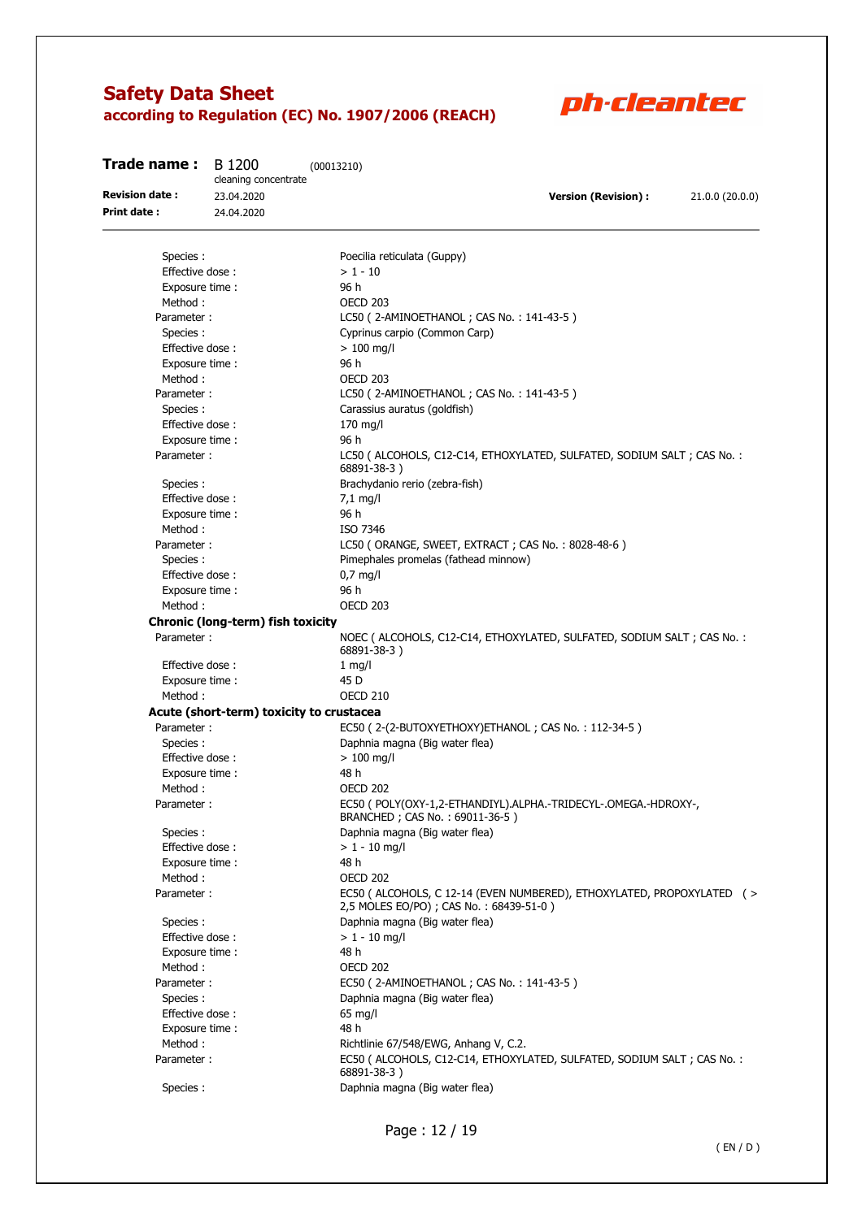| | |
|---|---|
| Species : | Poecilia reticulata (Guppy) |
| Effective dose : | > 1 - 10 |
| Exposure time : | 96 h |
| Method : | OECD 203 |
| Parameter : | LC50 ( 2-AMINOETHANOL ; CAS No. : 141-43-5 ) |
| Species : | Cyprinus carpio (Common Carp) |
| Effective dose : | > 100 mg/l |
| Exposure time : | 96 h |
| Method : | OECD 203 |
| Parameter : | LC50 ( 2-AMINOETHANOL ; CAS No. : 141-43-5 ) |
| Species : | Carassius auratus (goldfish) |
| Effective dose : | 170 mg/l |
| Exposure time : | 96 h |
| Parameter : | LC50 ( ALCOHOLS, C12-C14, ETHOXYLATED, SULFATED, SODIUM SALT ; CAS No. : 68891-38-3 ) |
| Species : | Brachydanio rerio (zebra-fish) |
| Effective dose : | 7,1 mg/l |
| Exposure time : | 96 h |
| Method : | ISO 7346 |
| Parameter : | LC50 ( ORANGE, SWEET, EXTRACT ; CAS No. : 8028-48-6 ) |
| Species : | Pimephales promelas (fathead minnow) |
| Effective dose : | 0,7 mg/l |
| Exposure time : | 96 h |
| Method : | OECD 203 |

**Chronic (long-term) fish toxicity**

| | |
|---|---|
| Parameter : | NOEC ( ALCOHOLS, C12-C14, ETHOXYLATED, SULFATED, SODIUM SALT ; CAS No. : 68891-38-3 ) |
| Effective dose : | 1 mg/l |
| Exposure time : | 45 D |
| Method : | OECD 210 |

**Acute (short-term) toxicity to crustacea**

| | |
|---|---|
| Parameter : | EC50 ( 2-(2-BUTOXYETHOXY)ETHANOL ; CAS No. : 112-34-5 ) |
| Species : | Daphnia magna (Big water flea) |
| Effective dose : | > 100 mg/l |
| Exposure time : | 48 h |
| Method : | OECD 202 |
| Parameter : | EC50 ( POLY(OXY-1,2-ETHANDIYL).ALPHA.-TRIDECYL-.OMEGA.-HDROXY-, BRANCHED ; CAS No. : 69011-36-5 ) |
| Species : | Daphnia magna (Big water flea) |
| Effective dose : | > 1 - 10 mg/l |
| Exposure time : | 48 h |
| Method : | OECD 202 |
| Parameter : | EC50 ( ALCOHOLS, C 12-14 (EVEN NUMBERED), ETHOXYLATED, PROPOXYLATED ( > 2,5 MOLES EO/PO) ; CAS No. : 68439-51-0 ) |
| Species : | Daphnia magna (Big water flea) |
| Effective dose : | > 1 - 10 mg/l |
| Exposure time : | 48 h |
| Method : | OECD 202 |
| Parameter : | EC50 ( 2-AMINOETHANOL ; CAS No. : 141-43-5 ) |
| Species : | Daphnia magna (Big water flea) |
| Effective dose : | 65 mg/l |
| Exposure time : | 48 h |
| Method : | Richtlinie 67/548/EWG, Anhang V, C.2. |
| Parameter : | EC50 ( ALCOHOLS, C12-C14, ETHOXYLATED, SULFATED, SODIUM SALT ; CAS No. : 68891-38-3 ) |
| Species : | Daphnia magna (Big water flea) |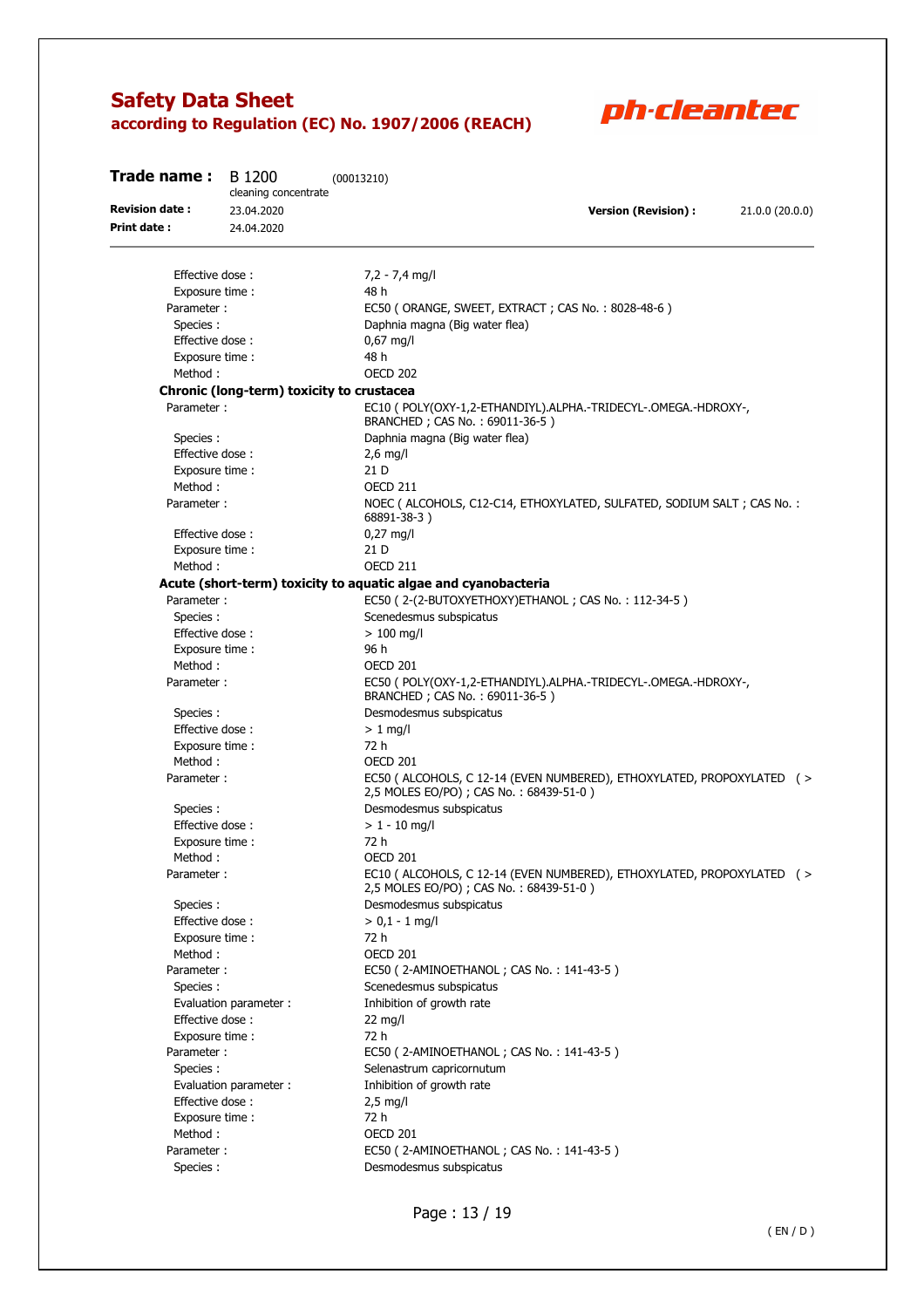| | |
|---|---|
| Effective dose : | 7,2 - 7,4 mg/l |
| Exposure time : | 48 h |
| Parameter : | EC50 ( ORANGE, SWEET, EXTRACT ; CAS No. : 8028-48-6 ) |
| Species : | Daphnia magna (Big water flea) |
| Effective dose : | 0,67 mg/l |
| Exposure time : | 48 h |
| Method : | OECD 202 |

**Chronic (long-term) toxicity to crustacea**

| | |
|---|---|
| Parameter : | EC10 ( POLY(OXY-1,2-ETHANDIYL).ALPHA.-TRIDECYL-.OMEGA.-HDROXY-, BRANCHED ; CAS No. : 69011-36-5 ) |
| Species : | Daphnia magna (Big water flea) |
| Effective dose : | 2,6 mg/l |
| Exposure time : | 21 D |
| Method : | OECD 211 |
| Parameter : | NOEC ( ALCOHOLS, C12-C14, ETHOXYLATED, SULFATED, SODIUM SALT ; CAS No. : 68891-38-3 ) |
| Effective dose : | 0,27 mg/l |
| Exposure time : | 21 D |
| Method : | OECD 211 |

**Acute (short-term) toxicity to aquatic algae and cyanobacteria**

| | |
|---|---|
| Parameter : | EC50 ( 2-(2-BUTOXYETHOXY)ETHANOL ; CAS No. : 112-34-5 ) |
| Species : | Scenedesmus subspicatus |
| Effective dose : | > 100 mg/l |
| Exposure time : | 96 h |
| Method : | OECD 201 |
| Parameter : | EC50 ( POLY(OXY-1,2-ETHANDIYL).ALPHA.-TRIDECYL-.OMEGA.-HDROXY-, BRANCHED ; CAS No. : 69011-36-5 ) |
| Species : | Desmodesmus subspicatus |
| Effective dose : | > 1 mg/l |
| Exposure time : | 72 h |
| Method : | OECD 201 |
| Parameter : | EC50 ( ALCOHOLS, C 12-14 (EVEN NUMBERED), ETHOXYLATED, PROPOXYLATED ( > 2,5 MOLES EO/PO) ; CAS No. : 68439-51-0 ) |
| Species : | Desmodesmus subspicatus |
| Effective dose : | > 1 - 10 mg/l |
| Exposure time : | 72 h |
| Method : | OECD 201 |
| Parameter : | EC10 ( ALCOHOLS, C 12-14 (EVEN NUMBERED), ETHOXYLATED, PROPOXYLATED ( > 2,5 MOLES EO/PO) ; CAS No. : 68439-51-0 ) |
| Species : | Desmodesmus subspicatus |
| Effective dose : | > 0,1 - 1 mg/l |
| Exposure time : | 72 h |
| Method : | OECD 201 |
| Parameter : | EC50 ( 2-AMINOETHANOL ; CAS No. : 141-43-5 ) |
| Species : | Scenedesmus subspicatus |
| Evaluation parameter : | Inhibition of growth rate |
| Effective dose : | 22 mg/l |
| Exposure time : | 72 h |
| Parameter : | EC50 ( 2-AMINOETHANOL ; CAS No. : 141-43-5 ) |
| Species : | Selenastrum capricornutum |
| Evaluation parameter : | Inhibition of growth rate |
| Effective dose : | 2,5 mg/l |
| Exposure time : | 72 h |
| Method : | OECD 201 |
| Parameter : | EC50 ( 2-AMINOETHANOL ; CAS No. : 141-43-5 ) |
| Species : | Desmodesmus subspicatus |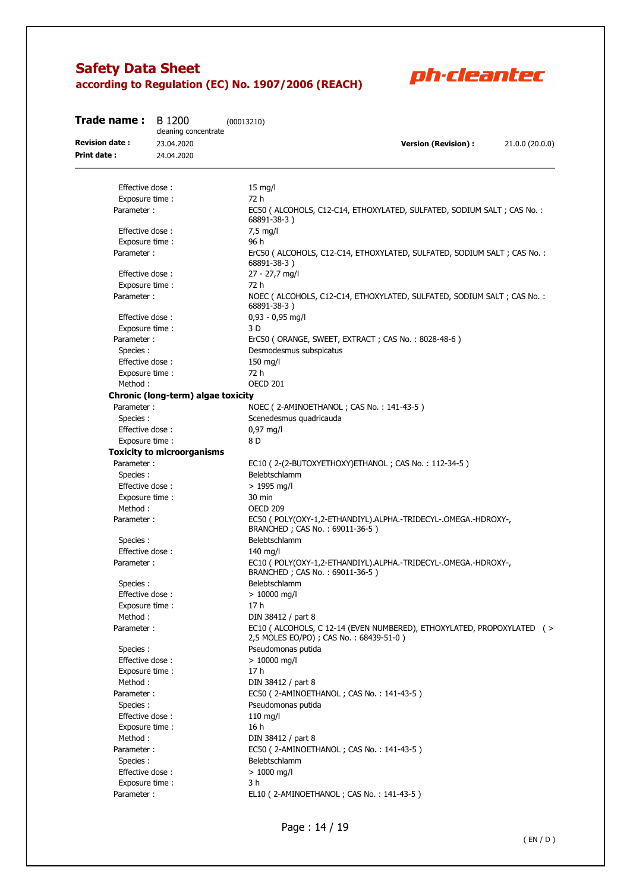| | |
|---|---|
| Effective dose : | 15 mg/l |
| Exposure time : | 72 h |
| Parameter : | EC50 ( ALCOHOLS, C12-C14, ETHOXYLATED, SULFATED, SODIUM SALT ; CAS No. : 68891-38-3 ) |
| Effective dose : | 7,5 mg/l |
| Exposure time : | 96 h |
| Parameter : | ErC50 ( ALCOHOLS, C12-C14, ETHOXYLATED, SULFATED, SODIUM SALT ; CAS No. : 68891-38-3 ) |
| Effective dose : | 27 - 27,7 mg/l |
| Exposure time : | 72 h |
| Parameter : | NOEC ( ALCOHOLS, C12-C14, ETHOXYLATED, SULFATED, SODIUM SALT ; CAS No. : 68891-38-3 ) |
| Effective dose : | 0,93 - 0,95 mg/l |
| Exposure time : | 3 D |
| Parameter : | ErC50 ( ORANGE, SWEET, EXTRACT ; CAS No. : 8028-48-6 ) |
| Species : | Desmodesmus subspicatus |
| Effective dose : | 150 mg/l |
| Exposure time : | 72 h |
| Method : | OECD 201 |

**Chronic (long-term) algae toxicity**

| | |
|---|---|
| Parameter : | NOEC ( 2-AMINOETHANOL ; CAS No. : 141-43-5 ) |
| Species : | Scenedesmus quadricauda |
| Effective dose : | 0,97 mg/l |
| Exposure time : | 8 D |

**Toxicity to microorganisms**

| | |
|---|---|
| Parameter : | EC10 ( 2-(2-BUTOXYETHOXY)ETHANOL ; CAS No. : 112-34-5 ) |
| Species : | Belebtschlamm |
| Effective dose : | > 1995 mg/l |
| Exposure time : | 30 min |
| Method : | OECD 209 |
| Parameter : | EC50 ( POLY(OXY-1,2-ETHANDIYL).ALPHA.-TRIDECYL-.OMEGA.-HDROXY-, BRANCHED ; CAS No. : 69011-36-5 ) |
| Species : | Belebtschlamm |
| Effective dose : | 140 mg/l |
| Parameter : | EC10 ( POLY(OXY-1,2-ETHANDIYL).ALPHA.-TRIDECYL-.OMEGA.-HDROXY-, BRANCHED ; CAS No. : 69011-36-5 ) |
| Species : | Belebtschlamm |
| Effective dose : | > 10000 mg/l |
| Exposure time : | 17 h |
| Method : | DIN 38412 / part 8 |
| Parameter : | EC10 ( ALCOHOLS, C 12-14 (EVEN NUMBERED), ETHOXYLATED, PROPOXYLATED ( > 2,5 MOLES EO/PO) ; CAS No. : 68439-51-0 ) |
| Species : | Pseudomonas putida |
| Effective dose : | > 10000 mg/l |
| Exposure time : | 17 h |
| Method : | DIN 38412 / part 8 |
| Parameter : | EC50 ( 2-AMINOETHANOL ; CAS No. : 141-43-5 ) |
| Species : | Pseudomonas putida |
| Effective dose : | 110 mg/l |
| Exposure time : | 16 h |
| Method : | DIN 38412 / part 8 |
| Parameter : | EC50 ( 2-AMINOETHANOL ; CAS No. : 141-43-5 ) |
| Species : | Belebtschlamm |
| Effective dose : | > 1000 mg/l |
| Exposure time : | 3 h |
| Parameter : | EL10 ( 2-AMINOETHANOL ; CAS No. : 141-43-5 ) |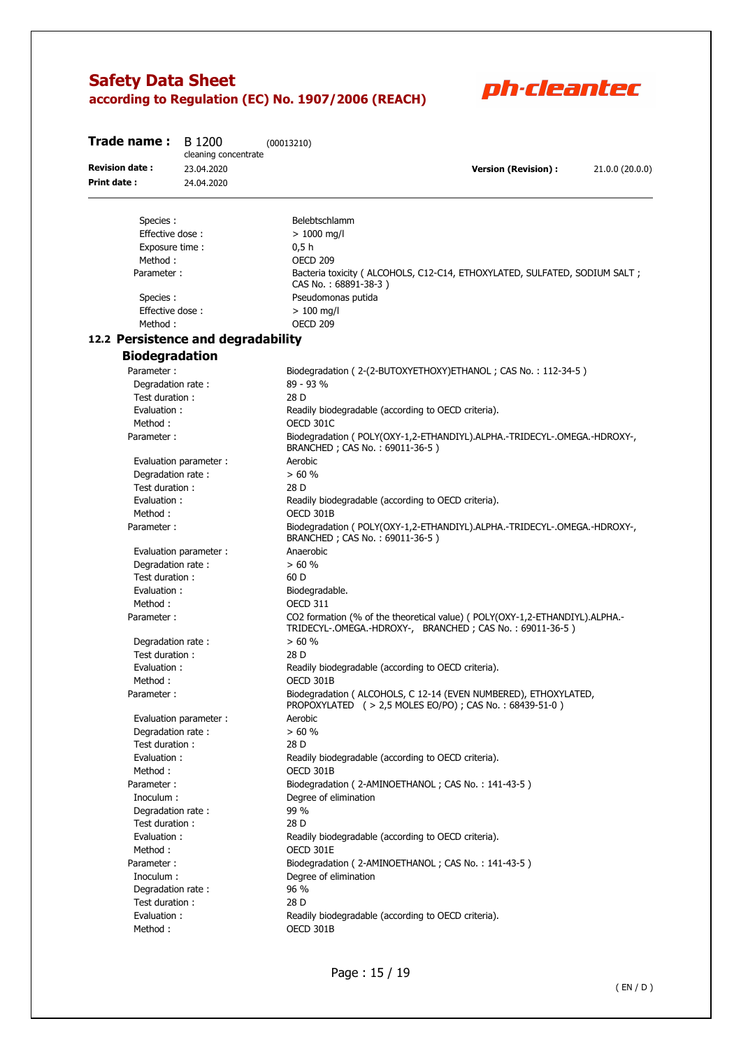Species : Belebtschlamm
Effective dose : > 1000 mg/l
Exposure time : 0,5 h
Method : OECD 209
Parameter : Bacteria toxicity ( ALCOHOLS, C12-C14, ETHOXYLATED, SULFATED, SODIUM SALT ; CAS No. : 68891-38-3 )
Species : Pseudomonas putida
Effective dose : > 100 mg/l
Method : OECD 209

## 12.2 Persistence and degradability

### Biodegradation

Parameter : Biodegradation ( 2-(2-BUTOXYETHOXY)ETHANOL ; CAS No. : 112-34-5 )
Degradation rate : 89 - 93 %
Test duration : 28 D
Evaluation : Readily biodegradable (according to OECD criteria).
Method : OECD 301C

Parameter : Biodegradation ( POLY(OXY-1,2-ETHANDIYL).ALPHA.-TRIDECYL-.OMEGA.-HDROXY-, BRANCHED ; CAS No. : 69011-36-5 )
Evaluation parameter : Aerobic
Degradation rate : > 60 %
Test duration : 28 D
Evaluation : Readily biodegradable (according to OECD criteria).
Method : OECD 301B

Parameter : Biodegradation ( POLY(OXY-1,2-ETHANDIYL).ALPHA.-TRIDECYL-.OMEGA.-HDROXY-, BRANCHED ; CAS No. : 69011-36-5 )
Evaluation parameter : Anaerobic
Degradation rate : > 60 %
Test duration : 60 D
Evaluation : Biodegradable.
Method : OECD 311

Parameter : $CO_2$ formation (% of the theoretical value) ( POLY(OXY-1,2-ETHANDIYL).ALPHA.-TRIDECYL-.OMEGA.-HDROXY-, BRANCHED ; CAS No. : 69011-36-5 )
Degradation rate : > 60 %
Test duration : 28 D
Evaluation : Readily biodegradable (according to OECD criteria).
Method : OECD 301B

Parameter : Biodegradation ( ALCOHOLS, C 12-14 (EVEN NUMBERED), ETHOXYLATED, PROPOXYLATED ( > 2,5 MOLES EO/PO) ; CAS No. : 68439-51-0 )
Evaluation parameter : Aerobic
Degradation rate : > 60 %
Test duration : 28 D
Evaluation : Readily biodegradable (according to OECD criteria).
Method : OECD 301B

Parameter : Biodegradation ( 2-AMINOETHANOL ; CAS No. : 141-43-5 )
Inoculum : Degree of elimination
Degradation rate : 99 %
Test duration : 28 D
Evaluation : Readily biodegradable (according to OECD criteria).
Method : OECD 301E

Parameter : Biodegradation ( 2-AMINOETHANOL ; CAS No. : 141-43-5 )
Inoculum : Degree of elimination
Degradation rate : 96 %
Test duration : 28 D
Evaluation : Readily biodegradable (according to OECD criteria).
Method : OECD 301B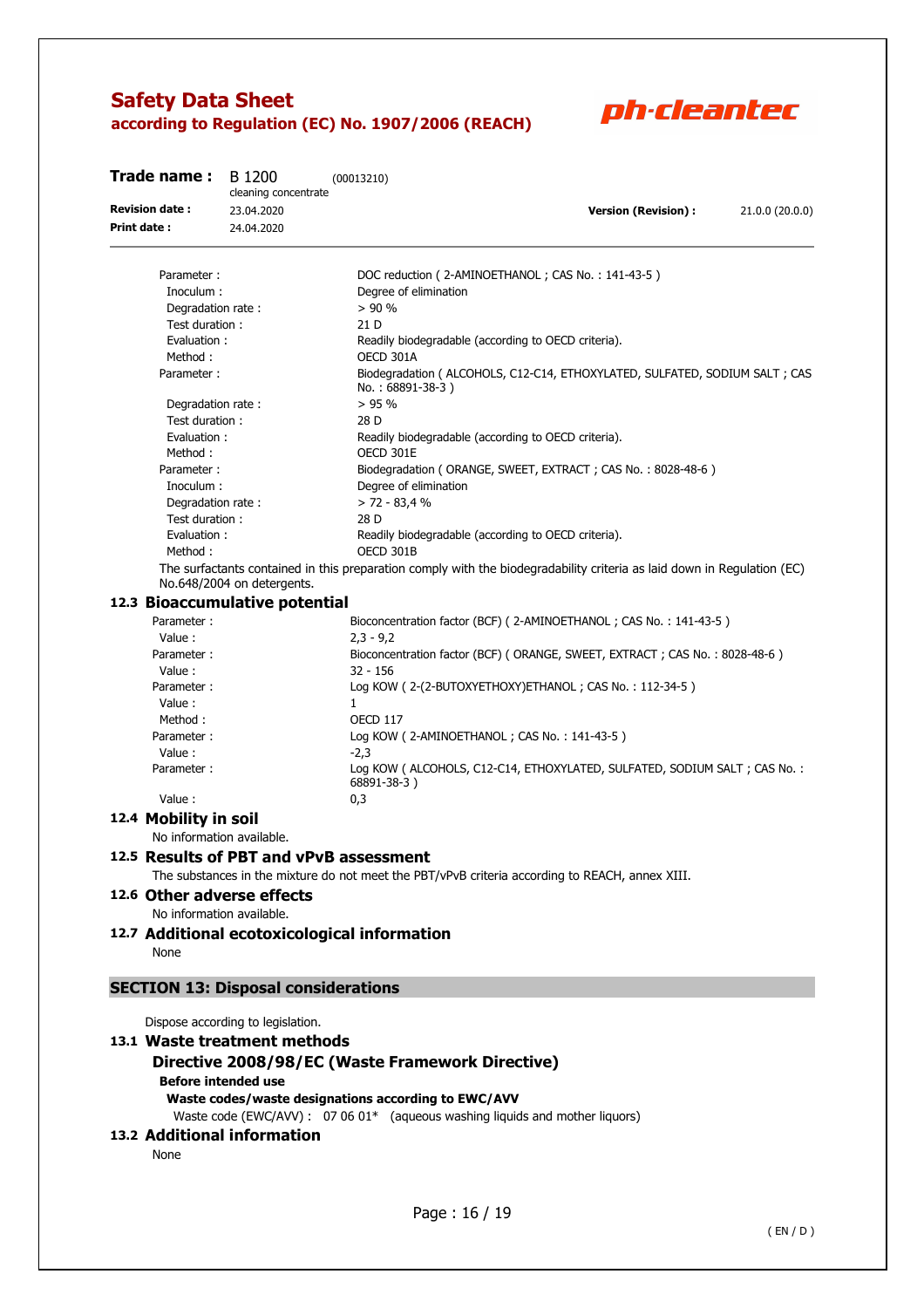| | |
|---|---|
| Parameter : | DOC reduction ( 2-AMINOETHANOL ; CAS No. : 141-43-5 ) |
| Inoculum : | Degree of elimination |
| Degradation rate : | > 90 % |
| Test duration : | 21 D |
| Evaluation : | Readily biodegradable (according to OECD criteria). |
| Method : | OECD 301A |
| Parameter : | Biodegradation ( ALCOHOLS, C12-C14, ETHOXYLATED, SULFATED, SODIUM SALT ; CAS No. : 68891-38-3 ) |
| Degradation rate : | > 95 % |
| Test duration : | 28 D |
| Evaluation : | Readily biodegradable (according to OECD criteria). |
| Method : | OECD 301E |
| Parameter : | Biodegradation ( ORANGE, SWEET, EXTRACT ; CAS No. : 8028-48-6 ) |
| Inoculum : | Degree of elimination |
| Degradation rate : | > 72 - 83,4 % |
| Test duration : | 28 D |
| Evaluation : | Readily biodegradable (according to OECD criteria). |
| Method : | OECD 301B |

The surfactants contained in this preparation comply with the biodegradability criteria as laid down in Regulation (EC) No.648/2004 on detergents.

### 12.3 Bioaccumulative potential

| | |
|---|---|
| Parameter : | Bioconcentration factor (BCF) ( 2-AMINOETHANOL ; CAS No. : 141-43-5 ) |
| Value : | 2,3 - 9,2 |
| Parameter : | Bioconcentration factor (BCF) ( ORANGE, SWEET, EXTRACT ; CAS No. : 8028-48-6 ) |
| Value : | 32 - 156 |
| Parameter : | Log KOW ( 2-(2-BUTOXYETHOXY)ETHANOL ; CAS No. : 112-34-5 ) |
| Value : | 1 |
| Method : | OECD 117 |
| Parameter : | Log KOW ( 2-AMINOETHANOL ; CAS No. : 141-43-5 ) |
| Value : | -2,3 |
| Parameter : | Log KOW ( ALCOHOLS, C12-C14, ETHOXYLATED, SULFATED, SODIUM SALT ; CAS No. : 68891-38-3 ) |
| Value : | 0,3 |

### 12.4 Mobility in soil

No information available.

### 12.5 Results of PBT and vPvB assessment

The substances in the mixture do not meet the PBT/vPvB criteria according to REACH, annex XIII.

### 12.6 Other adverse effects

No information available.

### 12.7 Additional ecotoxicological information

None

## SECTION 13: Disposal considerations

Dispose according to legislation.

### 13.1 Waste treatment methods

#### Directive 2008/98/EC (Waste Framework Directive)

**Before intended use**

**Waste codes/waste designations according to EWC/AVV**

Waste code (EWC/AVV) : 07 06 01* (aqueous washing liquids and mother liquors)

### 13.2 Additional information

None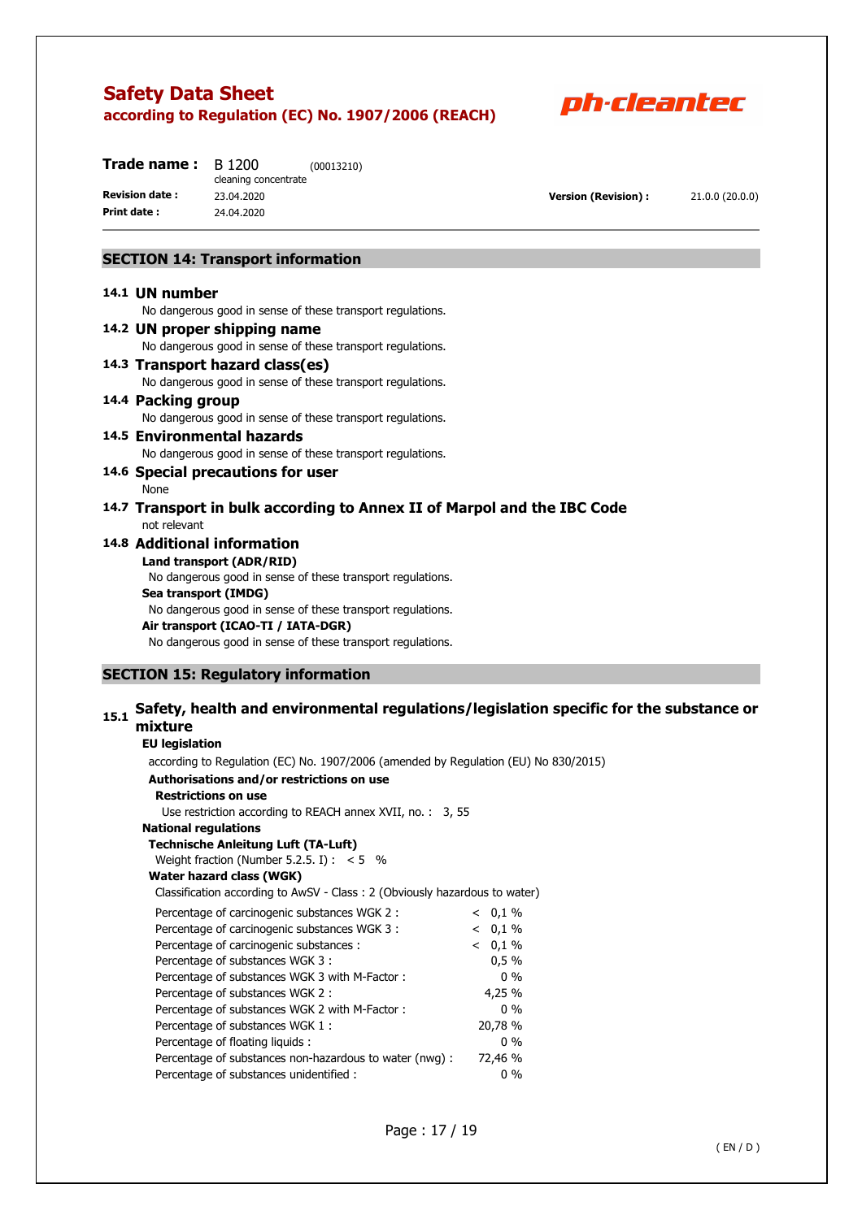## SECTION 14: Transport information

### 14.1 UN number

No dangerous good in sense of these transport regulations.

### 14.2 UN proper shipping name

No dangerous good in sense of these transport regulations.

### 14.3 Transport hazard class(es)

No dangerous good in sense of these transport regulations.

### 14.4 Packing group

No dangerous good in sense of these transport regulations.

### 14.5 Environmental hazards

No dangerous good in sense of these transport regulations.

### 14.6 Special precautions for user

None

### 14.7 Transport in bulk according to Annex II of Marpol and the IBC Code

not relevant

### 14.8 Additional information

**Land transport (ADR/RID)**

No dangerous good in sense of these transport regulations.

**Sea transport (IMDG)**

No dangerous good in sense of these transport regulations.

**Air transport (ICAO-TI / IATA-DGR)**

No dangerous good in sense of these transport regulations.

## SECTION 15: Regulatory information

### 15.1 Safety, health and environmental regulations/legislation specific for the substance or mixture

**EU legislation**

according to Regulation (EC) No. 1907/2006 (amended by Regulation (EU) No 830/2015)

**Authorisations and/or restrictions on use**

**Restrictions on use**

Use restriction according to REACH annex XVII, no. : 3, 55

**National regulations**

**Technische Anleitung Luft (TA-Luft)**

Weight fraction (Number 5.2.5. I) : < 5 %

**Water hazard class (WGK)**

Classification according to AwSV - Class : 2 (Obviously hazardous to water)

| | |
|---|---|
| Percentage of carcinogenic substances WGK 2 : | < 0,1 % |
| Percentage of carcinogenic substances WGK 3 : | < 0,1 % |
| Percentage of carcinogenic substances : | < 0,1 % |
| Percentage of substances WGK 3 : | 0,5 % |
| Percentage of substances WGK 3 with M-Factor : | 0 % |
| Percentage of substances WGK 2 : | 4,25 % |
| Percentage of substances WGK 2 with M-Factor : | 0 % |
| Percentage of substances WGK 1 : | 20,78 % |
| Percentage of floating liquids : | 0 % |
| Percentage of substances non-hazardous to water (nwg) : | 72,46 % |
| Percentage of substances unidentified : | 0 % |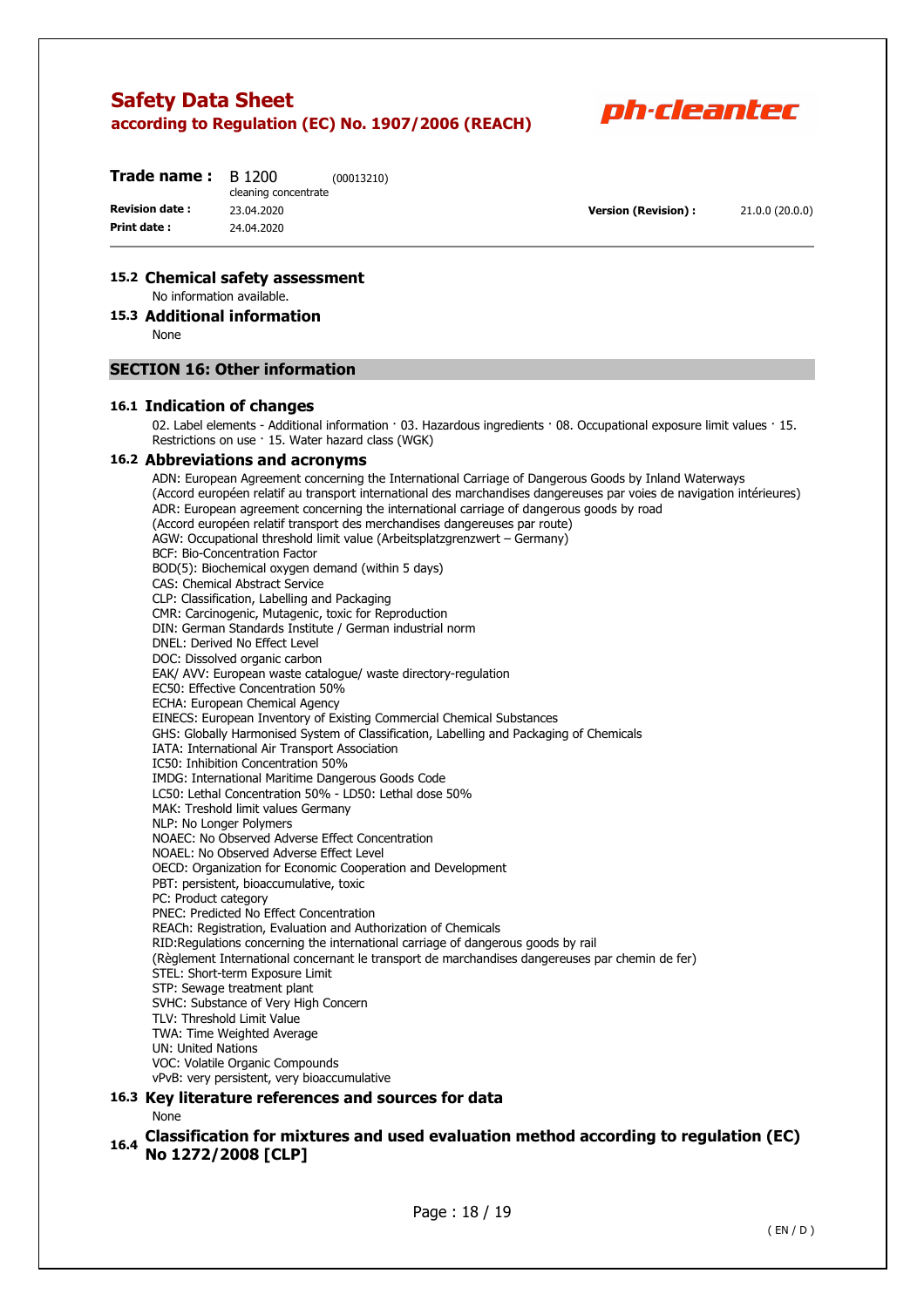### 15.2 Chemical safety assessment

No information available.

### 15.3 Additional information

None

## SECTION 16: Other information

### 16.1 Indication of changes

02. Label elements - Additional information · 03. Hazardous ingredients · 08. Occupational exposure limit values · 15. Restrictions on use · 15. Water hazard class (WGK)

### 16.2 Abbreviations and acronyms

ADN: European Agreement concerning the International Carriage of Dangerous Goods by Inland Waterways
(Accord européen relatif au transport international des marchandises dangereuses par voies de navigation intérieures)
ADR: European agreement concerning the international carriage of dangerous goods by road
(Accord européen relatif transport des merchandises dangereuses par route)
AGW: Occupational threshold limit value (Arbeitsplatzgrenzwert – Germany)
BCF: Bio-Concentration Factor
BOD(5): Biochemical oxygen demand (within 5 days)
CAS: Chemical Abstract Service
CLP: Classification, Labelling and Packaging
CMR: Carcinogenic, Mutagenic, toxic for Reproduction
DIN: German Standards Institute / German industrial norm
DNEL: Derived No Effect Level
DOC: Dissolved organic carbon
EAK/ AVV: European waste catalogue/ waste directory-regulation
EC50: Effective Concentration 50%
ECHA: European Chemical Agency
EINECS: European Inventory of Existing Commercial Chemical Substances
GHS: Globally Harmonised System of Classification, Labelling and Packaging of Chemicals
IATA: International Air Transport Association
IC50: Inhibition Concentration 50%
IMDG: International Maritime Dangerous Goods Code
LC50: Lethal Concentration 50% - LD50: Lethal dose 50%
MAK: Treshold limit values Germany
NLP: No Longer Polymers
NOAEC: No Observed Adverse Effect Concentration
NOAEL: No Observed Adverse Effect Level
OECD: Organization for Economic Cooperation and Development
PBT: persistent, bioaccumulative, toxic
PC: Product category
PNEC: Predicted No Effect Concentration
REACh: Registration, Evaluation and Authorization of Chemicals
RID:Regulations concerning the international carriage of dangerous goods by rail
(Règlement International concernant le transport de marchandises dangereuses par chemin de fer)
STEL: Short-term Exposure Limit
STP: Sewage treatment plant
SVHC: Substance of Very High Concern
TLV: Threshold Limit Value
TWA: Time Weighted Average
UN: United Nations
VOC: Volatile Organic Compounds
vPvB: very persistent, very bioaccumulative

### 16.3 Key literature references and sources for data

None

### 16.4 Classification for mixtures and used evaluation method according to regulation (EC) No 1272/2008 [CLP]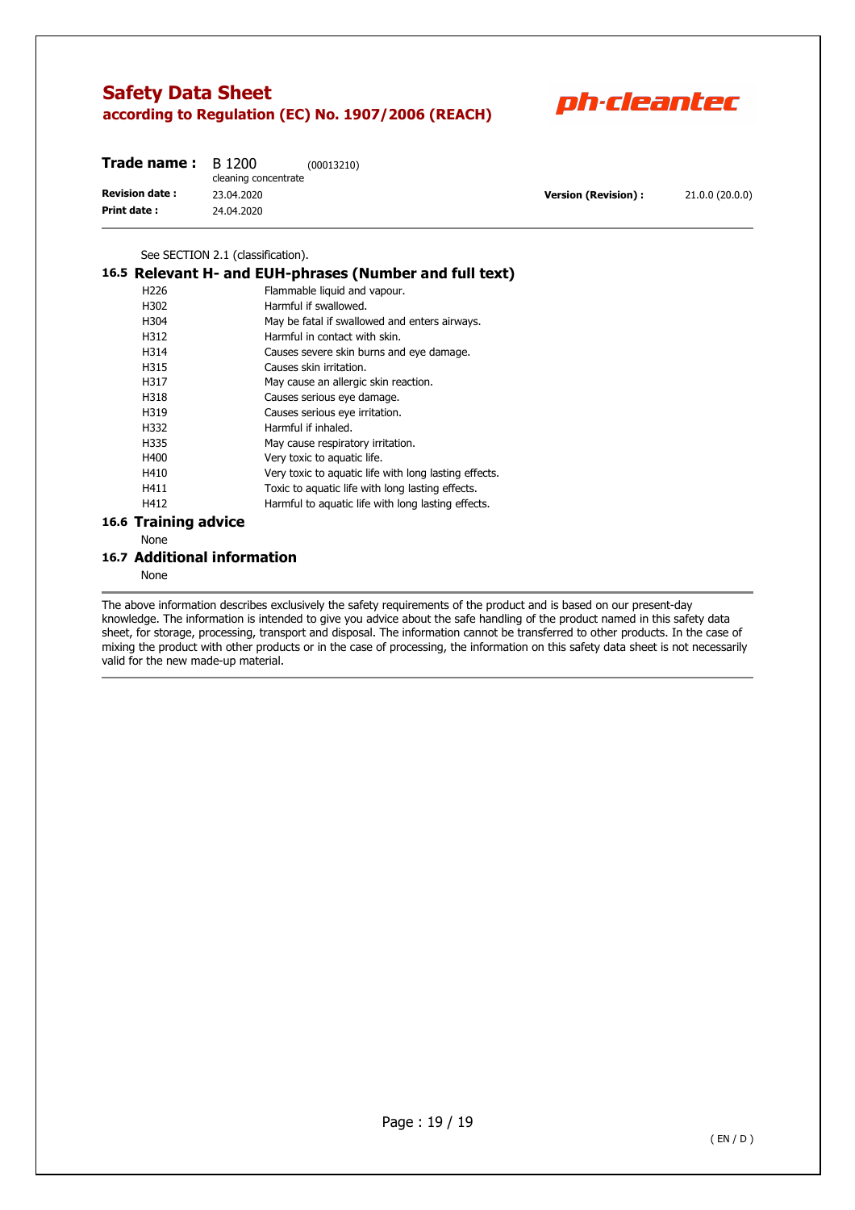See SECTION 2.1 (classification).

## 16.5 Relevant H- and EUH-phrases (Number and full text)

| | |
|---|---|
| H226 | Flammable liquid and vapour. |
| H302 | Harmful if swallowed. |
| H304 | May be fatal if swallowed and enters airways. |
| H312 | Harmful in contact with skin. |
| H314 | Causes severe skin burns and eye damage. |
| H315 | Causes skin irritation. |
| H317 | May cause an allergic skin reaction. |
| H318 | Causes serious eye damage. |
| H319 | Causes serious eye irritation. |
| H332 | Harmful if inhaled. |
| H335 | May cause respiratory irritation. |
| H400 | Very toxic to aquatic life. |
| H410 | Very toxic to aquatic life with long lasting effects. |
| H411 | Toxic to aquatic life with long lasting effects. |
| H412 | Harmful to aquatic life with long lasting effects. |

## 16.6 Training advice

None

## 16.7 Additional information

None

The above information describes exclusively the safety requirements of the product and is based on our present-day knowledge. The information is intended to give you advice about the safe handling of the product named in this safety data sheet, for storage, processing, transport and disposal. The information cannot be transferred to other products. In the case of mixing the product with other products or in the case of processing, the information on this safety data sheet is not necessarily valid for the new made-up material.